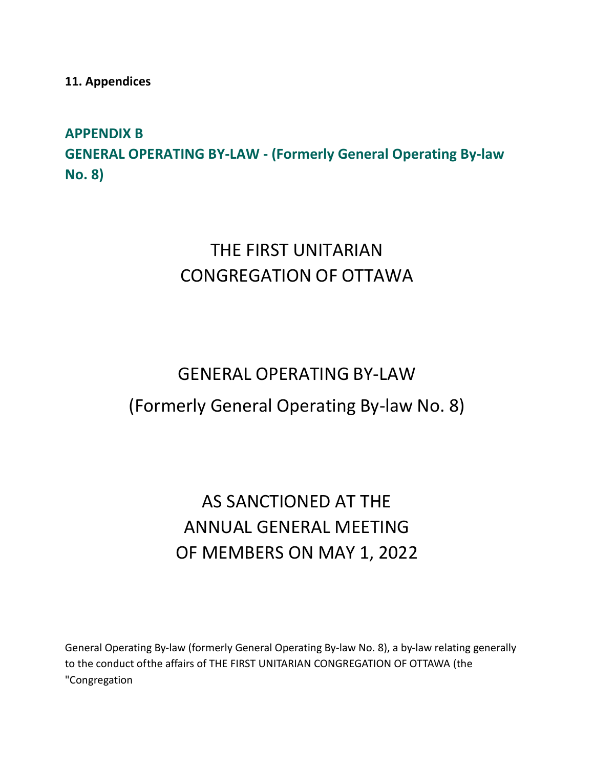**11. Appendices**

## APPENDIX B
## GENERAL OPERATING BY-LAW - (Formerly General Operating By-law No. 8)

# THE FIRST UNITARIAN CONGREGATION OF OTTAWA

# GENERAL OPERATING BY-LAW

## (Formerly General Operating By-law No. 8)

## AS SANCTIONED AT THE ANNUAL GENERAL MEETING OF MEMBERS ON MAY 1, 2022

General Operating By-law (formerly General Operating By-law No. 8), a by-law relating generally to the conduct ofthe affairs of THE FIRST UNITARIAN CONGREGATION OF OTTAWA (the "Congregation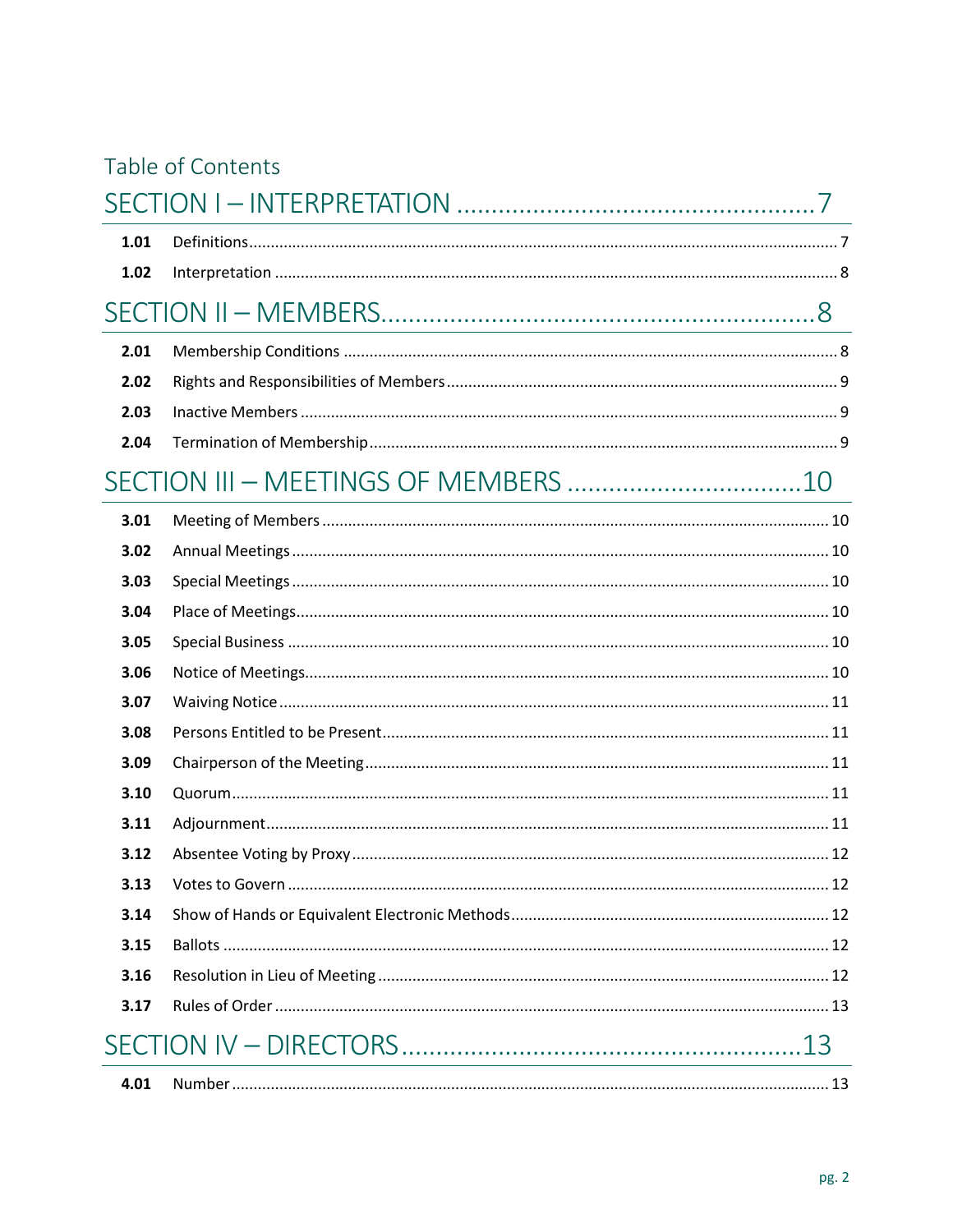Table of Contents

# SECTION I – INTERPRETATION ........ 7

**1.01** Definitions ........ 7

**1.02** Interpretation ........ 8

# SECTION II – MEMBERS ........ 8

**2.01** Membership Conditions ........ 8

**2.02** Rights and Responsibilities of Members ........ 9

**2.03** Inactive Members ........ 9

**2.04** Termination of Membership ........ 9

# SECTION III – MEETINGS OF MEMBERS ........ 10

**3.01** Meeting of Members ........ 10

**3.02** Annual Meetings ........ 10

**3.03** Special Meetings ........ 10

**3.04** Place of Meetings ........ 10

**3.05** Special Business ........ 10

**3.06** Notice of Meetings ........ 10

**3.07** Waiving Notice ........ 11

**3.08** Persons Entitled to be Present ........ 11

**3.09** Chairperson of the Meeting ........ 11

**3.10** Quorum ........ 11

**3.11** Adjournment ........ 11

**3.12** Absentee Voting by Proxy ........ 12

**3.13** Votes to Govern ........ 12

**3.14** Show of Hands or Equivalent Electronic Methods ........ 12

**3.15** Ballots ........ 12

**3.16** Resolution in Lieu of Meeting ........ 12

**3.17** Rules of Order ........ 13

# SECTION IV – DIRECTORS ........ 13

**4.01** Number ........ 13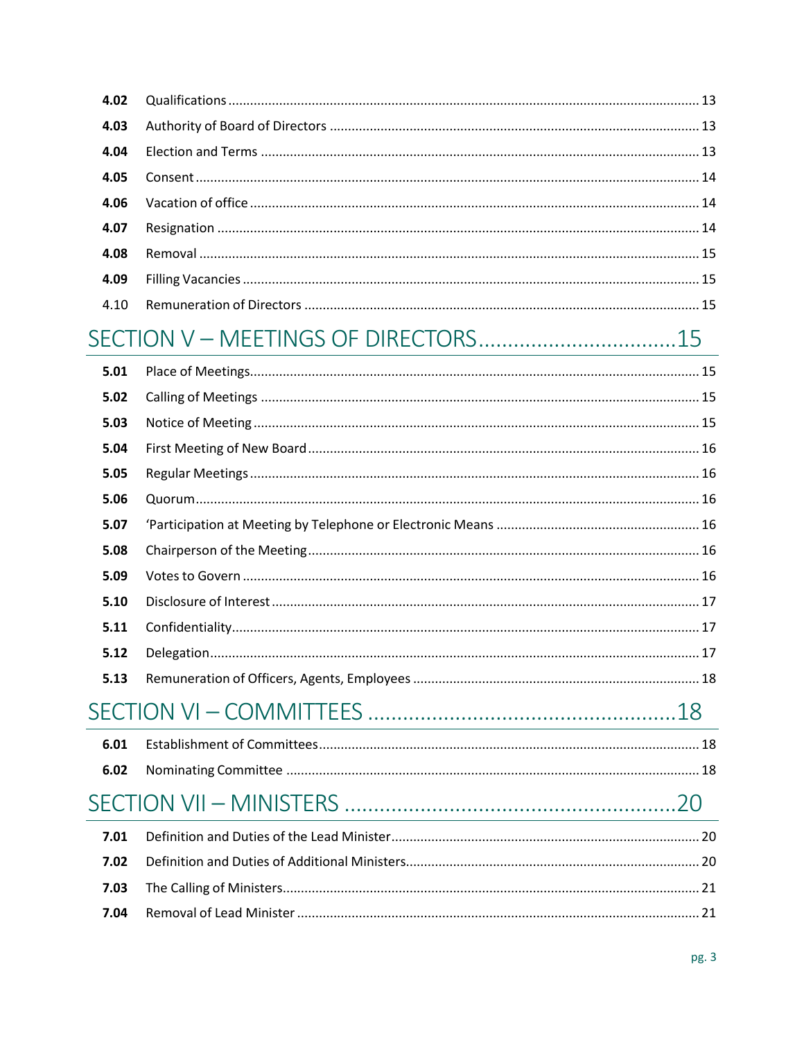| | | |
|---|---|---|
| **4.02** | Qualifications | 13 |
| **4.03** | Authority of Board of Directors | 13 |
| **4.04** | Election and Terms | 13 |
| **4.05** | Consent | 14 |
| **4.06** | Vacation of office | 14 |
| **4.07** | Resignation | 14 |
| **4.08** | Removal | 15 |
| **4.09** | Filling Vacancies | 15 |
| 4.10 | Remuneration of Directors | 15 |

## SECTION V – MEETINGS OF DIRECTORS ........ 15

| | | |
|---|---|---|
| **5.01** | Place of Meetings | 15 |
| **5.02** | Calling of Meetings | 15 |
| **5.03** | Notice of Meeting | 15 |
| **5.04** | First Meeting of New Board | 16 |
| **5.05** | Regular Meetings | 16 |
| **5.06** | Quorum | 16 |
| **5.07** | 'Participation at Meeting by Telephone or Electronic Means | 16 |
| **5.08** | Chairperson of the Meeting | 16 |
| **5.09** | Votes to Govern | 16 |
| **5.10** | Disclosure of Interest | 17 |
| **5.11** | Confidentiality | 17 |
| **5.12** | Delegation | 17 |
| **5.13** | Remuneration of Officers, Agents, Employees | 18 |

## SECTION VI – COMMITTEES ........ 18

| | | |
|---|---|---|
| **6.01** | Establishment of Committees | 18 |
| **6.02** | Nominating Committee | 18 |

## SECTION VII – MINISTERS ........ 20

| | | |
|---|---|---|
| **7.01** | Definition and Duties of the Lead Minister | 20 |
| **7.02** | Definition and Duties of Additional Ministers | 20 |
| **7.03** | The Calling of Ministers | 21 |
| **7.04** | Removal of Lead Minister | 21 |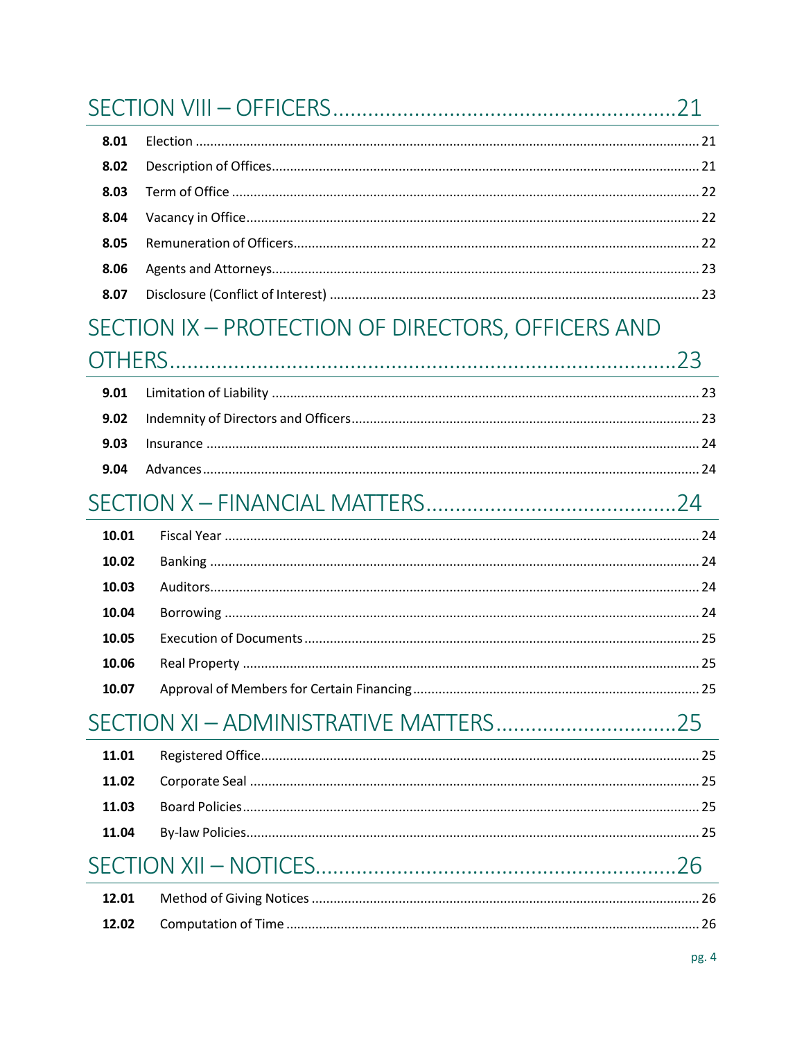## SECTION VIII – OFFICERS ........................................................ 21

| | | |
|---|---|---|
| **8.01** | Election | 21 |
| **8.02** | Description of Offices | 21 |
| **8.03** | Term of Office | 22 |
| **8.04** | Vacancy in Office | 22 |
| **8.05** | Remuneration of Officers | 22 |
| **8.06** | Agents and Attorneys | 23 |
| **8.07** | Disclosure (Conflict of Interest) | 23 |

## SECTION IX – PROTECTION OF DIRECTORS, OFFICERS AND OTHERS ........................................................ 23

| | | |
|---|---|---|
| **9.01** | Limitation of Liability | 23 |
| **9.02** | Indemnity of Directors and Officers | 23 |
| **9.03** | Insurance | 24 |
| **9.04** | Advances | 24 |

## SECTION X – FINANCIAL MATTERS ........................................................ 24

| | | |
|---|---|---|
| **10.01** | Fiscal Year | 24 |
| **10.02** | Banking | 24 |
| **10.03** | Auditors | 24 |
| **10.04** | Borrowing | 24 |
| **10.05** | Execution of Documents | 25 |
| **10.06** | Real Property | 25 |
| **10.07** | Approval of Members for Certain Financing | 25 |

## SECTION XI – ADMINISTRATIVE MATTERS ........................................................ 25

| | | |
|---|---|---|
| **11.01** | Registered Office | 25 |
| **11.02** | Corporate Seal | 25 |
| **11.03** | Board Policies | 25 |
| **11.04** | By-law Policies | 25 |

## SECTION XII – NOTICES ........................................................ 26

| | | |
|---|---|---|
| **12.01** | Method of Giving Notices | 26 |
| **12.02** | Computation of Time | 26 |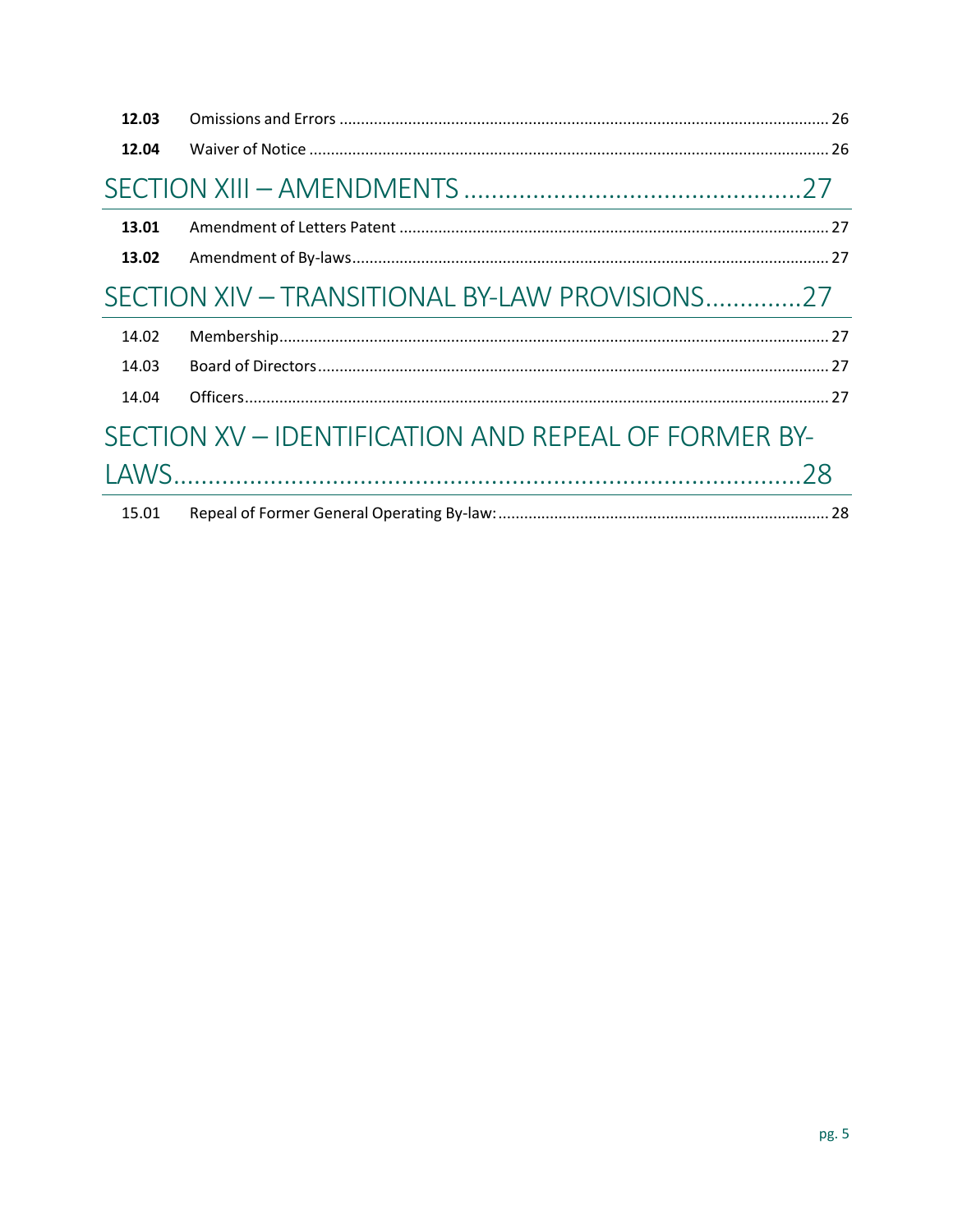| | | |
|---|---|---|
| **12.03** | Omissions and Errors | 26 |
| **12.04** | Waiver of Notice | 26 |

## SECTION XIII – AMENDMENTS ........ 27

| | | |
|---|---|---|
| **13.01** | Amendment of Letters Patent | 27 |
| **13.02** | Amendment of By-laws | 27 |

## SECTION XIV – TRANSITIONAL BY-LAW PROVISIONS ........ 27

| | | |
|---|---|---|
| 14.02 | Membership | 27 |
| 14.03 | Board of Directors | 27 |
| 14.04 | Officers | 27 |

## SECTION XV – IDENTIFICATION AND REPEAL OF FORMER BY-LAWS ........ 28

| | | |
|---|---|---|
| 15.01 | Repeal of Former General Operating By-law: | 28 |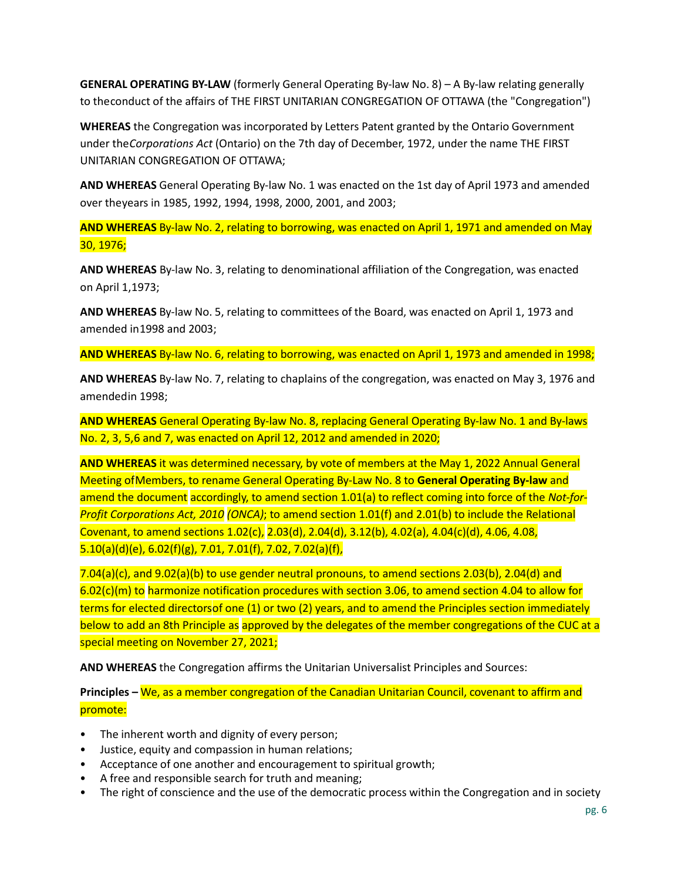**GENERAL OPERATING BY-LAW** (formerly General Operating By-law No. 8) – A By-law relating generally to theconduct of the affairs of THE FIRST UNITARIAN CONGREGATION OF OTTAWA (the "Congregation")

**WHEREAS** the Congregation was incorporated by Letters Patent granted by the Ontario Government under the*Corporations Act* (Ontario) on the 7th day of December, 1972, under the name THE FIRST UNITARIAN CONGREGATION OF OTTAWA;

**AND WHEREAS** General Operating By-law No. 1 was enacted on the 1st day of April 1973 and amended over theyears in 1985, 1992, 1994, 1998, 2000, 2001, and 2003;

**AND WHEREAS** By-law No. 2, relating to borrowing, was enacted on April 1, 1971 and amended on May 30, 1976;

**AND WHEREAS** By-law No. 3, relating to denominational affiliation of the Congregation, was enacted on April 1,1973;

**AND WHEREAS** By-law No. 5, relating to committees of the Board, was enacted on April 1, 1973 and amended in1998 and 2003;

**AND WHEREAS** By-law No. 6, relating to borrowing, was enacted on April 1, 1973 and amended in 1998;

**AND WHEREAS** By-law No. 7, relating to chaplains of the congregation, was enacted on May 3, 1976 and amendedin 1998;

**AND WHEREAS** General Operating By-law No. 8, replacing General Operating By-law No. 1 and By-laws No. 2, 3, 5,6 and 7, was enacted on April 12, 2012 and amended in 2020;

**AND WHEREAS** it was determined necessary, by vote of members at the May 1, 2022 Annual General Meeting ofMembers, to rename General Operating By-Law No. 8 to **General Operating By-law** and amend the document accordingly, to amend section 1.01(a) to reflect coming into force of the *Not-for-Profit Corporations Act, 2010 (ONCA)*; to amend section 1.01(f) and 2.01(b) to include the Relational Covenant, to amend sections 1.02(c), 2.03(d), 2.04(d), 3.12(b), 4.02(a), 4.04(c)(d), 4.06, 4.08, 5.10(a)(d)(e), 6.02(f)(g), 7.01, 7.01(f), 7.02, 7.02(a)(f),

7.04(a)(c), and 9.02(a)(b) to use gender neutral pronouns, to amend sections 2.03(b), 2.04(d) and 6.02(c)(m) to harmonize notification procedures with section 3.06, to amend section 4.04 to allow for terms for elected directorsof one (1) or two (2) years, and to amend the Principles section immediately below to add an 8th Principle as approved by the delegates of the member congregations of the CUC at a special meeting on November 27, 2021;

**AND WHEREAS** the Congregation affirms the Unitarian Universalist Principles and Sources:

**Principles –** We, as a member congregation of the Canadian Unitarian Council, covenant to affirm and promote:

- The inherent worth and dignity of every person;
- Justice, equity and compassion in human relations;
- Acceptance of one another and encouragement to spiritual growth;
- A free and responsible search for truth and meaning;
- The right of conscience and the use of the democratic process within the Congregation and in society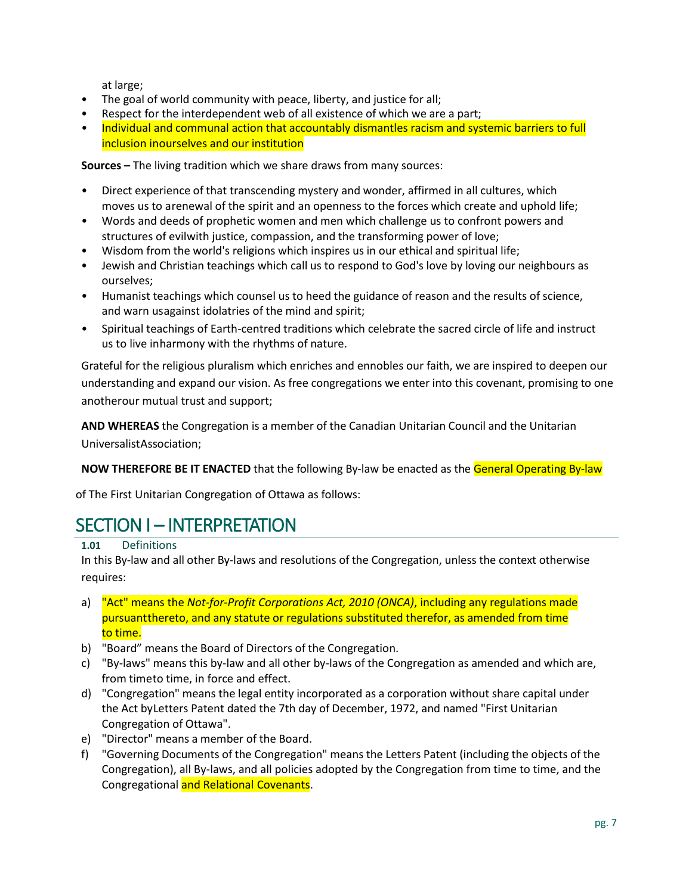at large;

- The goal of world community with peace, liberty, and justice for all;
- Respect for the interdependent web of all existence of which we are a part;
- Individual and communal action that accountably dismantles racism and systemic barriers to full inclusion inourselves and our institution

**Sources –** The living tradition which we share draws from many sources:

- Direct experience of that transcending mystery and wonder, affirmed in all cultures, which moves us to arenewal of the spirit and an openness to the forces which create and uphold life;
- Words and deeds of prophetic women and men which challenge us to confront powers and structures of evilwith justice, compassion, and the transforming power of love;
- Wisdom from the world's religions which inspires us in our ethical and spiritual life;
- Jewish and Christian teachings which call us to respond to God's love by loving our neighbours as ourselves;
- Humanist teachings which counsel us to heed the guidance of reason and the results of science, and warn usagainst idolatries of the mind and spirit;
- Spiritual teachings of Earth-centred traditions which celebrate the sacred circle of life and instruct us to live inharmony with the rhythms of nature.

Grateful for the religious pluralism which enriches and ennobles our faith, we are inspired to deepen our understanding and expand our vision. As free congregations we enter into this covenant, promising to one anotherour mutual trust and support;

**AND WHEREAS** the Congregation is a member of the Canadian Unitarian Council and the Unitarian UniversalistAssociation;

**NOW THEREFORE BE IT ENACTED** that the following By-law be enacted as the General Operating By-law of The First Unitarian Congregation of Ottawa as follows:

# SECTION I – INTERPRETATION

### 1.01 Definitions

In this By-law and all other By-laws and resolutions of the Congregation, unless the context otherwise requires:

a) "Act" means the *Not-for-Profit Corporations Act, 2010 (ONCA)*, including any regulations made pursuantthereto, and any statute or regulations substituted therefor, as amended from time to time.
b) "Board" means the Board of Directors of the Congregation.
c) "By-laws" means this by-law and all other by-laws of the Congregation as amended and which are, from timeto time, in force and effect.
d) "Congregation" means the legal entity incorporated as a corporation without share capital under the Act byLetters Patent dated the 7th day of December, 1972, and named "First Unitarian Congregation of Ottawa".
e) "Director" means a member of the Board.
f) "Governing Documents of the Congregation" means the Letters Patent (including the objects of the Congregation), all By-laws, and all policies adopted by the Congregation from time to time, and the Congregational and Relational Covenants.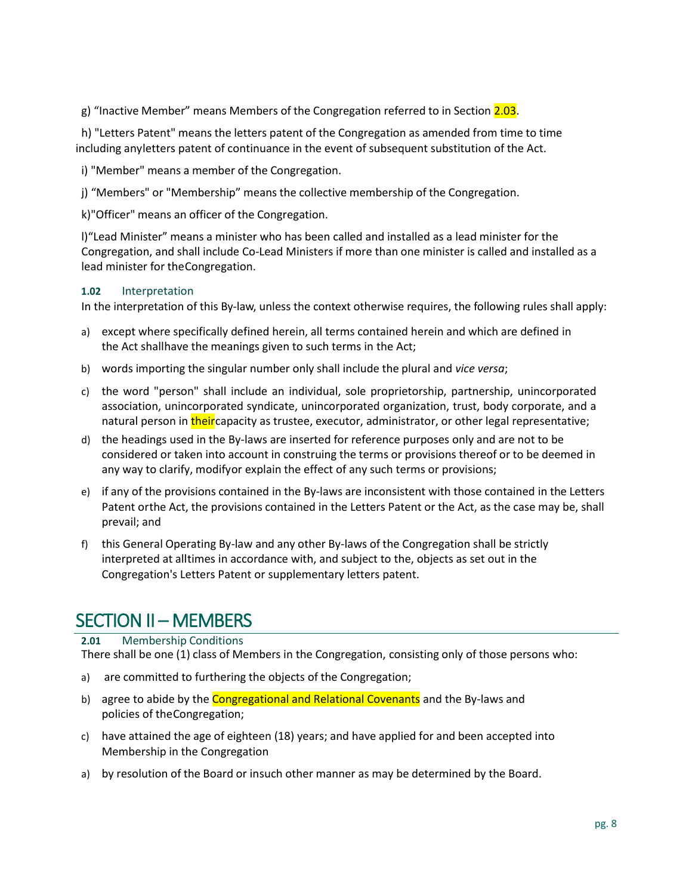g) “Inactive Member” means Members of the Congregation referred to in Section 2.03.

h) "Letters Patent" means the letters patent of the Congregation as amended from time to time including anyletters patent of continuance in the event of subsequent substitution of the Act.

i) "Member" means a member of the Congregation.

j) “Members" or "Membership” means the collective membership of the Congregation.

k)"Officer" means an officer of the Congregation.

l)“Lead Minister” means a minister who has been called and installed as a lead minister for the Congregation, and shall include Co-Lead Ministers if more than one minister is called and installed as a lead minister for theCongregation.

### 1.02 Interpretation

In the interpretation of this By-law, unless the context otherwise requires, the following rules shall apply:

a) except where specifically defined herein, all terms contained herein and which are defined in the Act shallhave the meanings given to such terms in the Act;

b) words importing the singular number only shall include the plural and *vice versa*;

c) the word "person" shall include an individual, sole proprietorship, partnership, unincorporated association, unincorporated syndicate, unincorporated organization, trust, body corporate, and a natural person in theircapacity as trustee, executor, administrator, or other legal representative;

d) the headings used in the By-laws are inserted for reference purposes only and are not to be considered or taken into account in construing the terms or provisions thereof or to be deemed in any way to clarify, modifyor explain the effect of any such terms or provisions;

e) if any of the provisions contained in the By-laws are inconsistent with those contained in the Letters Patent orthe Act, the provisions contained in the Letters Patent or the Act, as the case may be, shall prevail; and

f) this General Operating By-law and any other By-laws of the Congregation shall be strictly interpreted at alltimes in accordance with, and subject to the, objects as set out in the Congregation's Letters Patent or supplementary letters patent.

## SECTION II – MEMBERS

### 2.01 Membership Conditions

There shall be one (1) class of Members in the Congregation, consisting only of those persons who:

a) are committed to furthering the objects of the Congregation;

b) agree to abide by the Congregational and Relational Covenants and the By-laws and policies of theCongregation;

c) have attained the age of eighteen (18) years; and have applied for and been accepted into Membership in the Congregation

a) by resolution of the Board or insuch other manner as may be determined by the Board.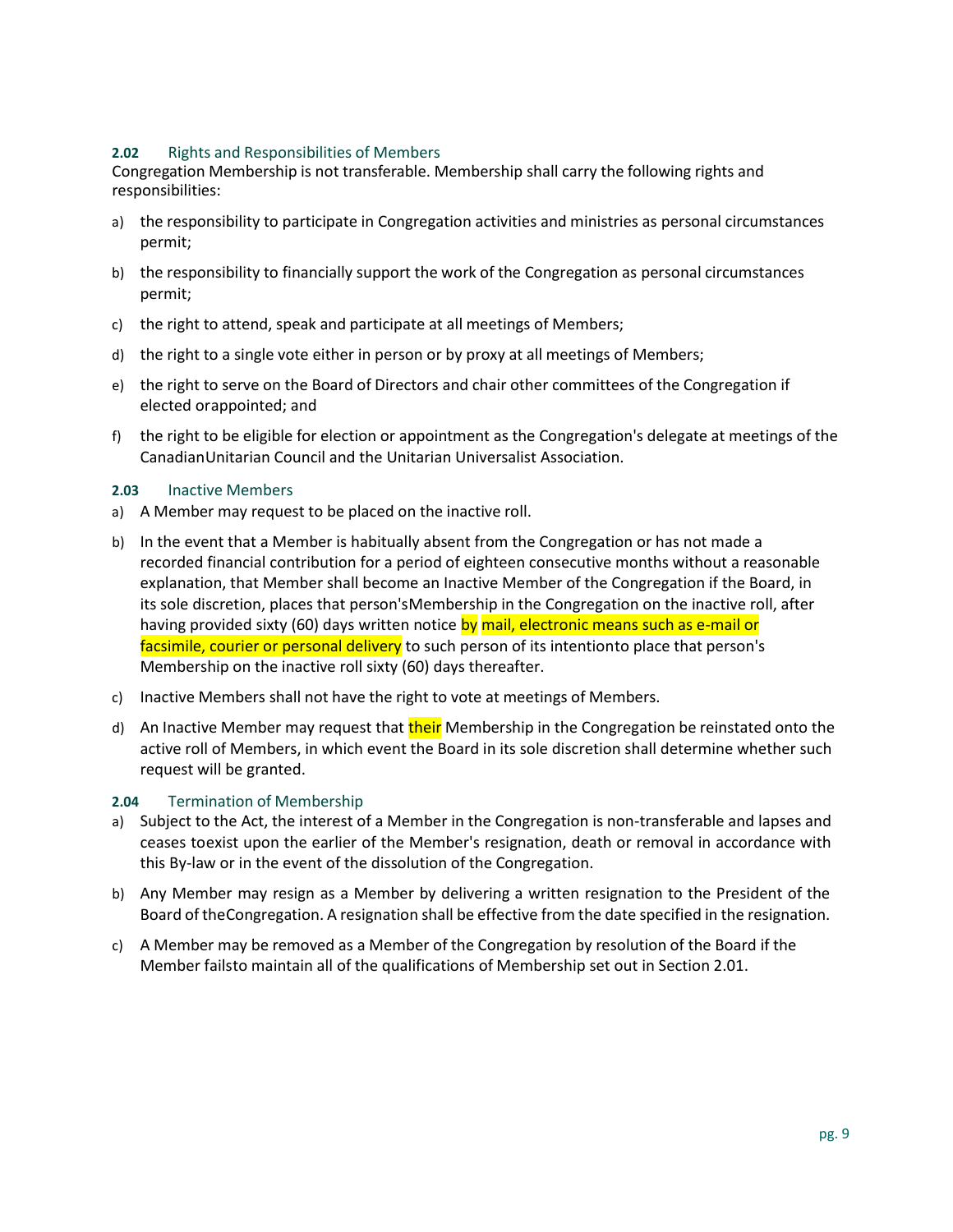### 2.02 Rights and Responsibilities of Members

Congregation Membership is not transferable. Membership shall carry the following rights and responsibilities:

a) the responsibility to participate in Congregation activities and ministries as personal circumstances permit;

b) the responsibility to financially support the work of the Congregation as personal circumstances permit;

c) the right to attend, speak and participate at all meetings of Members;

d) the right to a single vote either in person or by proxy at all meetings of Members;

e) the right to serve on the Board of Directors and chair other committees of the Congregation if elected orappointed; and

f) the right to be eligible for election or appointment as the Congregation's delegate at meetings of the CanadianUnitarian Council and the Unitarian Universalist Association.

### 2.03 Inactive Members

a) A Member may request to be placed on the inactive roll.

b) In the event that a Member is habitually absent from the Congregation or has not made a recorded financial contribution for a period of eighteen consecutive months without a reasonable explanation, that Member shall become an Inactive Member of the Congregation if the Board, in its sole discretion, places that person'sMembership in the Congregation on the inactive roll, after having provided sixty (60) days written notice by mail, electronic means such as e-mail or facsimile, courier or personal delivery to such person of its intentionto place that person's Membership on the inactive roll sixty (60) days thereafter.

c) Inactive Members shall not have the right to vote at meetings of Members.

d) An Inactive Member may request that their Membership in the Congregation be reinstated onto the active roll of Members, in which event the Board in its sole discretion shall determine whether such request will be granted.

### 2.04 Termination of Membership

a) Subject to the Act, the interest of a Member in the Congregation is non-transferable and lapses and ceases toexist upon the earlier of the Member's resignation, death or removal in accordance with this By-law or in the event of the dissolution of the Congregation.

b) Any Member may resign as a Member by delivering a written resignation to the President of the Board of theCongregation. A resignation shall be effective from the date specified in the resignation.

c) A Member may be removed as a Member of the Congregation by resolution of the Board if the Member failsto maintain all of the qualifications of Membership set out in Section 2.01.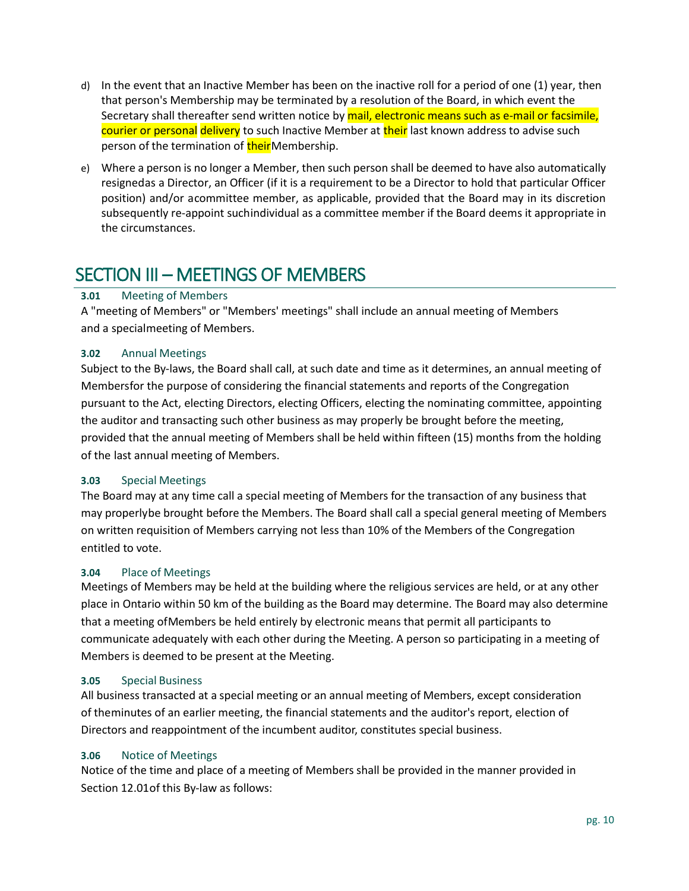d) In the event that an Inactive Member has been on the inactive roll for a period of one (1) year, then that person's Membership may be terminated by a resolution of the Board, in which event the Secretary shall thereafter send written notice by mail, electronic means such as e-mail or facsimile, courier or personal delivery to such Inactive Member at their last known address to advise such person of the termination of their Membership.

e) Where a person is no longer a Member, then such person shall be deemed to have also automatically resigned as a Director, an Officer (if it is a requirement to be a Director to hold that particular Officer position) and/or a committee member, as applicable, provided that the Board may in its discretion subsequently re-appoint such individual as a committee member if the Board deems it appropriate in the circumstances.

# SECTION III – MEETINGS OF MEMBERS

### 3.01 Meeting of Members

A "meeting of Members" or "Members' meetings" shall include an annual meeting of Members and a special meeting of Members.

### 3.02 Annual Meetings

Subject to the By-laws, the Board shall call, at such date and time as it determines, an annual meeting of Members for the purpose of considering the financial statements and reports of the Congregation pursuant to the Act, electing Directors, electing Officers, electing the nominating committee, appointing the auditor and transacting such other business as may properly be brought before the meeting, provided that the annual meeting of Members shall be held within fifteen (15) months from the holding of the last annual meeting of Members.

### 3.03 Special Meetings

The Board may at any time call a special meeting of Members for the transaction of any business that may properly be brought before the Members. The Board shall call a special general meeting of Members on written requisition of Members carrying not less than 10% of the Members of the Congregation entitled to vote.

### 3.04 Place of Meetings

Meetings of Members may be held at the building where the religious services are held, or at any other place in Ontario within 50 km of the building as the Board may determine. The Board may also determine that a meeting of Members be held entirely by electronic means that permit all participants to communicate adequately with each other during the Meeting. A person so participating in a meeting of Members is deemed to be present at the Meeting.

### 3.05 Special Business

All business transacted at a special meeting or an annual meeting of Members, except consideration of the minutes of an earlier meeting, the financial statements and the auditor's report, election of Directors and reappointment of the incumbent auditor, constitutes special business.

### 3.06 Notice of Meetings

Notice of the time and place of a meeting of Members shall be provided in the manner provided in Section 12.01 of this By-law as follows: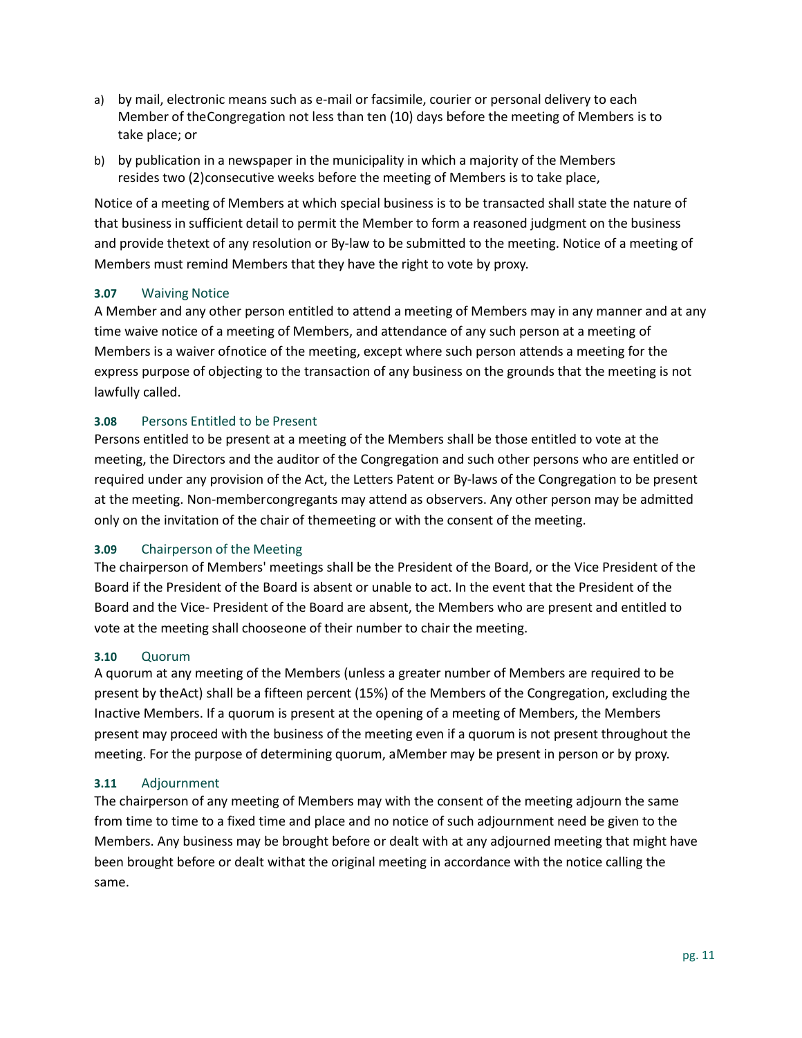a) by mail, electronic means such as e-mail or facsimile, courier or personal delivery to each Member of theCongregation not less than ten (10) days before the meeting of Members is to take place; or

b) by publication in a newspaper in the municipality in which a majority of the Members resides two (2)consecutive weeks before the meeting of Members is to take place,

Notice of a meeting of Members at which special business is to be transacted shall state the nature of that business in sufficient detail to permit the Member to form a reasoned judgment on the business and provide thetext of any resolution or By-law to be submitted to the meeting. Notice of a meeting of Members must remind Members that they have the right to vote by proxy.

### 3.07 Waiving Notice

A Member and any other person entitled to attend a meeting of Members may in any manner and at any time waive notice of a meeting of Members, and attendance of any such person at a meeting of Members is a waiver ofnotice of the meeting, except where such person attends a meeting for the express purpose of objecting to the transaction of any business on the grounds that the meeting is not lawfully called.

### 3.08 Persons Entitled to be Present

Persons entitled to be present at a meeting of the Members shall be those entitled to vote at the meeting, the Directors and the auditor of the Congregation and such other persons who are entitled or required under any provision of the Act, the Letters Patent or By-laws of the Congregation to be present at the meeting. Non-membercongregants may attend as observers. Any other person may be admitted only on the invitation of the chair of themeeting or with the consent of the meeting.

### 3.09 Chairperson of the Meeting

The chairperson of Members' meetings shall be the President of the Board, or the Vice President of the Board if the President of the Board is absent or unable to act. In the event that the President of the Board and the Vice- President of the Board are absent, the Members who are present and entitled to vote at the meeting shall chooseone of their number to chair the meeting.

### 3.10 Quorum

A quorum at any meeting of the Members (unless a greater number of Members are required to be present by theAct) shall be a fifteen percent (15%) of the Members of the Congregation, excluding the Inactive Members. If a quorum is present at the opening of a meeting of Members, the Members present may proceed with the business of the meeting even if a quorum is not present throughout the meeting. For the purpose of determining quorum, aMember may be present in person or by proxy.

### 3.11 Adjournment

The chairperson of any meeting of Members may with the consent of the meeting adjourn the same from time to time to a fixed time and place and no notice of such adjournment need be given to the Members. Any business may be brought before or dealt with at any adjourned meeting that might have been brought before or dealt withat the original meeting in accordance with the notice calling the same.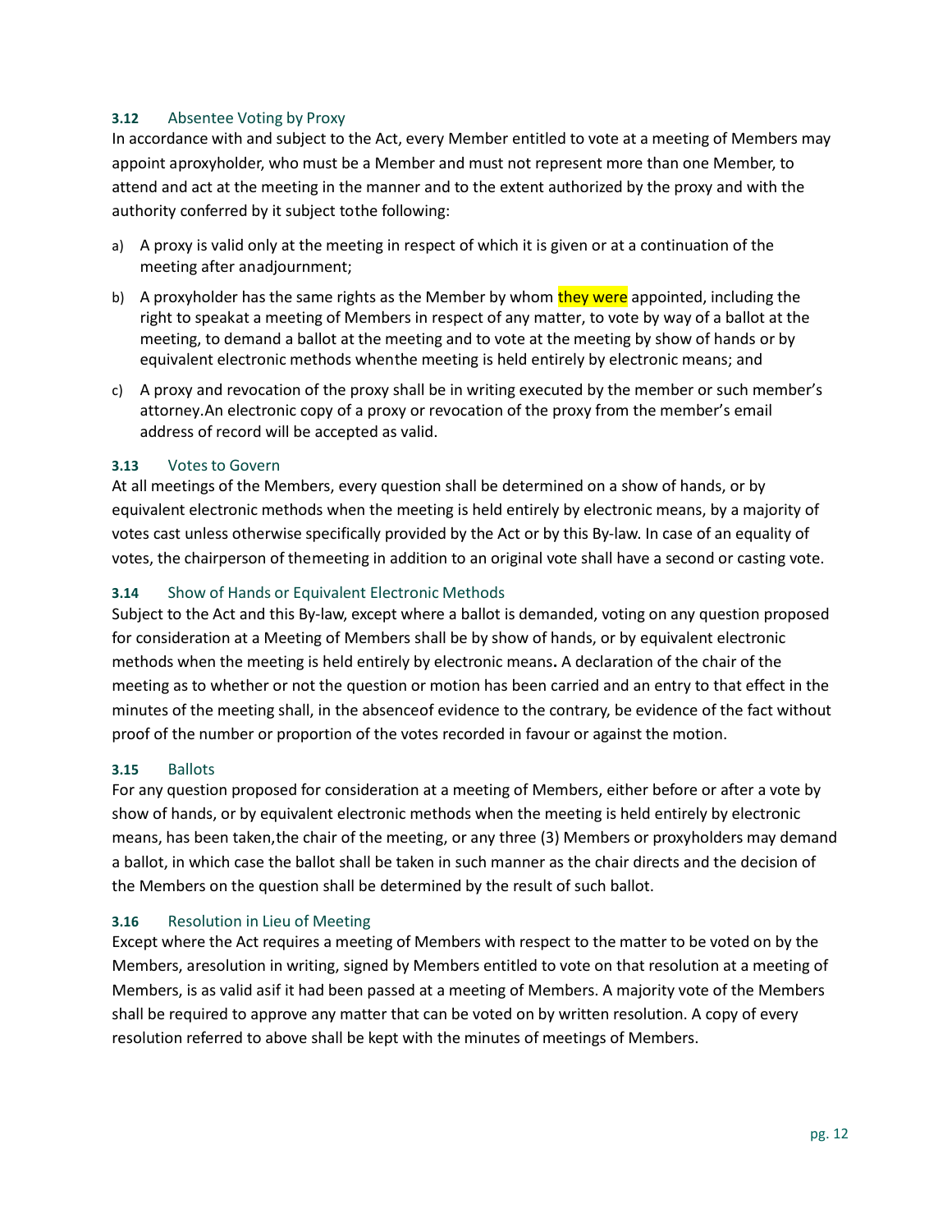### 3.12 Absentee Voting by Proxy

In accordance with and subject to the Act, every Member entitled to vote at a meeting of Members may appoint aproxyholder, who must be a Member and must not represent more than one Member, to attend and act at the meeting in the manner and to the extent authorized by the proxy and with the authority conferred by it subject tothe following:

a) A proxy is valid only at the meeting in respect of which it is given or at a continuation of the meeting after anadjournment;

b) A proxyholder has the same rights as the Member by whom they were appointed, including the right to speakat a meeting of Members in respect of any matter, to vote by way of a ballot at the meeting, to demand a ballot at the meeting and to vote at the meeting by show of hands or by equivalent electronic methods whenthe meeting is held entirely by electronic means; and

c) A proxy and revocation of the proxy shall be in writing executed by the member or such member's attorney.An electronic copy of a proxy or revocation of the proxy from the member's email address of record will be accepted as valid.

### 3.13 Votes to Govern

At all meetings of the Members, every question shall be determined on a show of hands, or by equivalent electronic methods when the meeting is held entirely by electronic means, by a majority of votes cast unless otherwise specifically provided by the Act or by this By-law. In case of an equality of votes, the chairperson of themeeting in addition to an original vote shall have a second or casting vote.

### 3.14 Show of Hands or Equivalent Electronic Methods

Subject to the Act and this By-law, except where a ballot is demanded, voting on any question proposed for consideration at a Meeting of Members shall be by show of hands, or by equivalent electronic methods when the meeting is held entirely by electronic means**.** A declaration of the chair of the meeting as to whether or not the question or motion has been carried and an entry to that effect in the minutes of the meeting shall, in the absenceof evidence to the contrary, be evidence of the fact without proof of the number or proportion of the votes recorded in favour or against the motion.

### 3.15 Ballots

For any question proposed for consideration at a meeting of Members, either before or after a vote by show of hands, or by equivalent electronic methods when the meeting is held entirely by electronic means, has been taken,the chair of the meeting, or any three (3) Members or proxyholders may demand a ballot, in which case the ballot shall be taken in such manner as the chair directs and the decision of the Members on the question shall be determined by the result of such ballot.

### 3.16 Resolution in Lieu of Meeting

Except where the Act requires a meeting of Members with respect to the matter to be voted on by the Members, aresolution in writing, signed by Members entitled to vote on that resolution at a meeting of Members, is as valid asif it had been passed at a meeting of Members. A majority vote of the Members shall be required to approve any matter that can be voted on by written resolution. A copy of every resolution referred to above shall be kept with the minutes of meetings of Members.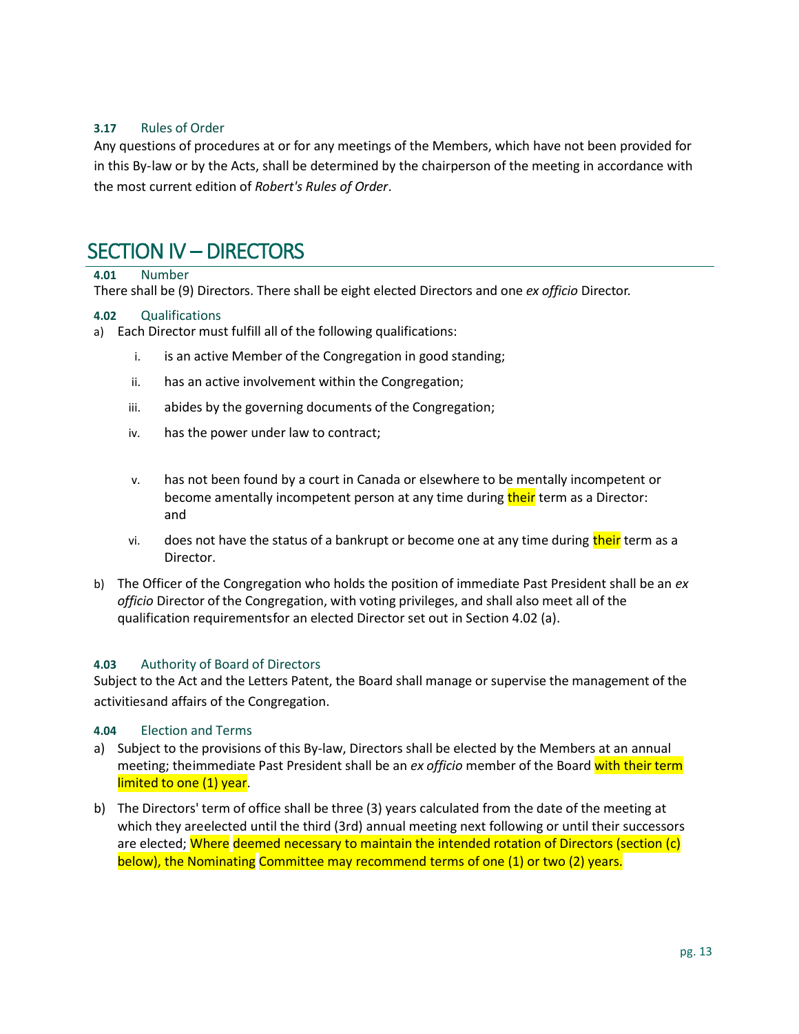### 3.17 Rules of Order

Any questions of procedures at or for any meetings of the Members, which have not been provided for in this By-law or by the Acts, shall be determined by the chairperson of the meeting in accordance with the most current edition of *Robert's Rules of Order*.

## SECTION IV – DIRECTORS

### 4.01 Number

There shall be (9) Directors. There shall be eight elected Directors and one *ex officio* Director.

### 4.02 Qualifications

a) Each Director must fulfill all of the following qualifications:

   i. is an active Member of the Congregation in good standing;

   ii. has an active involvement within the Congregation;

   iii. abides by the governing documents of the Congregation;

   iv. has the power under law to contract;

   v. has not been found by a court in Canada or elsewhere to be mentally incompetent or become amentally incompetent person at any time during their term as a Director: and

   vi. does not have the status of a bankrupt or become one at any time during their term as a Director.

b) The Officer of the Congregation who holds the position of immediate Past President shall be an *ex officio* Director of the Congregation, with voting privileges, and shall also meet all of the qualification requirementsfor an elected Director set out in Section 4.02 (a).

### 4.03 Authority of Board of Directors

Subject to the Act and the Letters Patent, the Board shall manage or supervise the management of the activitiesand affairs of the Congregation.

### 4.04 Election and Terms

a) Subject to the provisions of this By-law, Directors shall be elected by the Members at an annual meeting; theimmediate Past President shall be an *ex officio* member of the Board with their term limited to one (1) year.

b) The Directors' term of office shall be three (3) years calculated from the date of the meeting at which they areelected until the third (3rd) annual meeting next following or until their successors are elected; Where deemed necessary to maintain the intended rotation of Directors (section (c) below), the Nominating Committee may recommend terms of one (1) or two (2) years.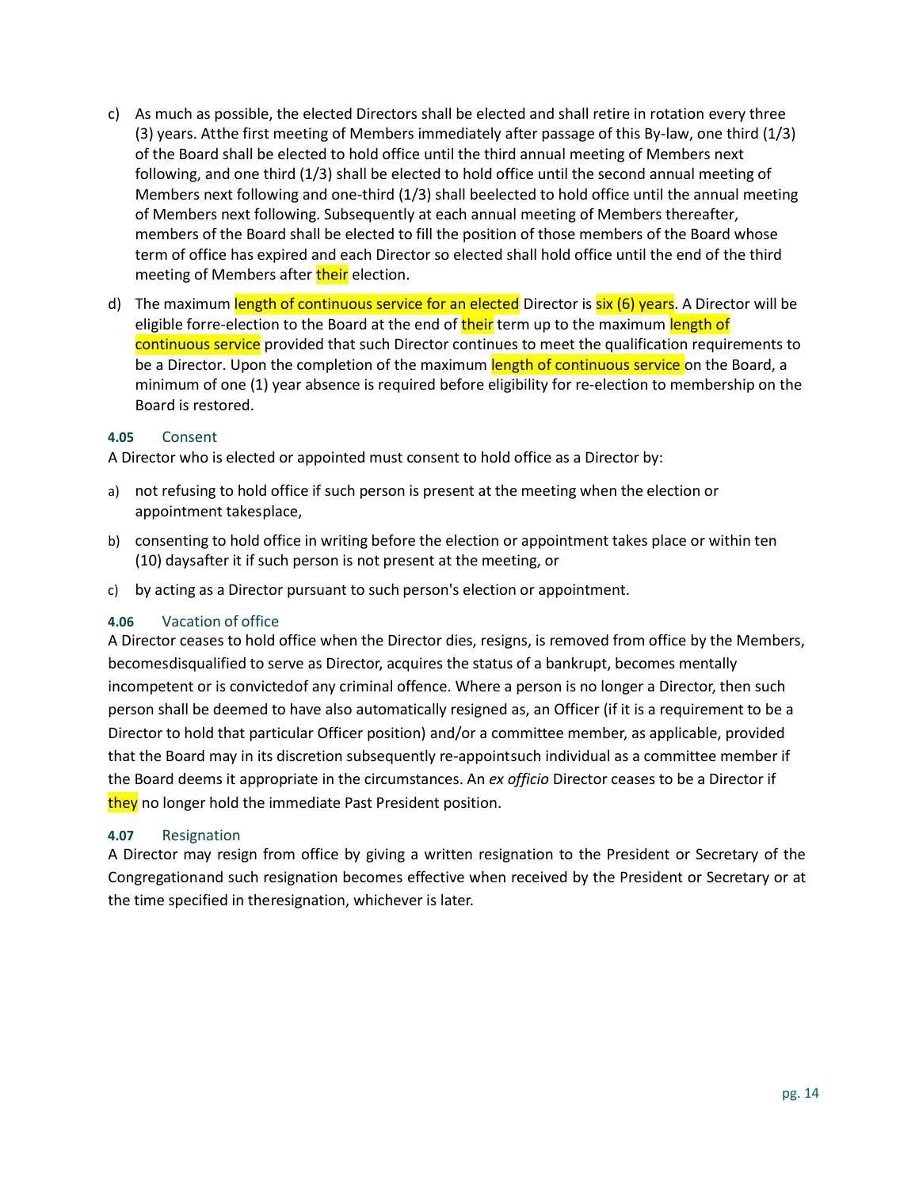c) As much as possible, the elected Directors shall be elected and shall retire in rotation every three (3) years. Atthe first meeting of Members immediately after passage of this By-law, one third (1/3) of the Board shall be elected to hold office until the third annual meeting of Members next following, and one third (1/3) shall be elected to hold office until the second annual meeting of Members next following and one-third (1/3) shall beelected to hold office until the annual meeting of Members next following. Subsequently at each annual meeting of Members thereafter, members of the Board shall be elected to fill the position of those members of the Board whose term of office has expired and each Director so elected shall hold office until the end of the third meeting of Members after their election.

d) The maximum length of continuous service for an elected Director is six (6) years. A Director will be eligible forre-election to the Board at the end of their term up to the maximum length of continuous service provided that such Director continues to meet the qualification requirements to be a Director. Upon the completion of the maximum length of continuous service on the Board, a minimum of one (1) year absence is required before eligibility for re-election to membership on the Board is restored.

#### 4.05 Consent

A Director who is elected or appointed must consent to hold office as a Director by:

a) not refusing to hold office if such person is present at the meeting when the election or appointment takesplace,

b) consenting to hold office in writing before the election or appointment takes place or within ten (10) daysafter it if such person is not present at the meeting, or

c) by acting as a Director pursuant to such person's election or appointment.

#### 4.06 Vacation of office

A Director ceases to hold office when the Director dies, resigns, is removed from office by the Members, becomesdisqualified to serve as Director, acquires the status of a bankrupt, becomes mentally incompetent or is convictedof any criminal offence. Where a person is no longer a Director, then such person shall be deemed to have also automatically resigned as, an Officer (if it is a requirement to be a Director to hold that particular Officer position) and/or a committee member, as applicable, provided that the Board may in its discretion subsequently re-appointsuch individual as a committee member if the Board deems it appropriate in the circumstances. An *ex officio* Director ceases to be a Director if they no longer hold the immediate Past President position.

#### 4.07 Resignation

A Director may resign from office by giving a written resignation to the President or Secretary of the Congregationand such resignation becomes effective when received by the President or Secretary or at the time specified in theresignation, whichever is later.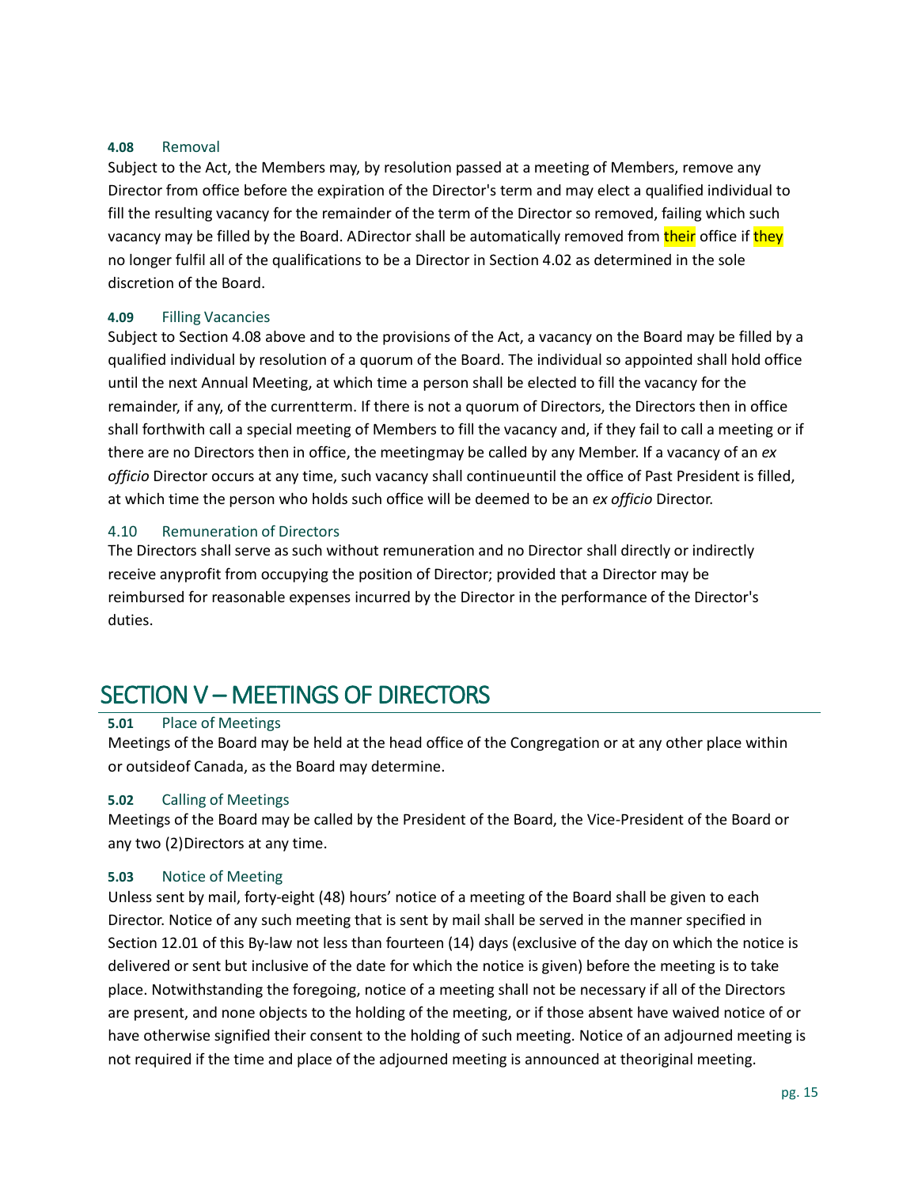#### 4.08 Removal

Subject to the Act, the Members may, by resolution passed at a meeting of Members, remove any Director from office before the expiration of the Director's term and may elect a qualified individual to fill the resulting vacancy for the remainder of the term of the Director so removed, failing which such vacancy may be filled by the Board. ADirector shall be automatically removed from their office if they no longer fulfil all of the qualifications to be a Director in Section 4.02 as determined in the sole discretion of the Board.

#### 4.09 Filling Vacancies

Subject to Section 4.08 above and to the provisions of the Act, a vacancy on the Board may be filled by a qualified individual by resolution of a quorum of the Board. The individual so appointed shall hold office until the next Annual Meeting, at which time a person shall be elected to fill the vacancy for the remainder, if any, of the currentterm. If there is not a quorum of Directors, the Directors then in office shall forthwith call a special meeting of Members to fill the vacancy and, if they fail to call a meeting or if there are no Directors then in office, the meetingmay be called by any Member. If a vacancy of an *ex officio* Director occurs at any time, such vacancy shall continueuntil the office of Past President is filled, at which time the person who holds such office will be deemed to be an *ex officio* Director.

#### 4.10 Remuneration of Directors

The Directors shall serve as such without remuneration and no Director shall directly or indirectly receive anyprofit from occupying the position of Director; provided that a Director may be reimbursed for reasonable expenses incurred by the Director in the performance of the Director's duties.

## SECTION V – MEETINGS OF DIRECTORS

#### 5.01 Place of Meetings

Meetings of the Board may be held at the head office of the Congregation or at any other place within or outsideof Canada, as the Board may determine.

#### 5.02 Calling of Meetings

Meetings of the Board may be called by the President of the Board, the Vice-President of the Board or any two (2)Directors at any time.

#### 5.03 Notice of Meeting

Unless sent by mail, forty-eight (48) hours' notice of a meeting of the Board shall be given to each Director. Notice of any such meeting that is sent by mail shall be served in the manner specified in Section 12.01 of this By-law not less than fourteen (14) days (exclusive of the day on which the notice is delivered or sent but inclusive of the date for which the notice is given) before the meeting is to take place. Notwithstanding the foregoing, notice of a meeting shall not be necessary if all of the Directors are present, and none objects to the holding of the meeting, or if those absent have waived notice of or have otherwise signified their consent to the holding of such meeting. Notice of an adjourned meeting is not required if the time and place of the adjourned meeting is announced at theoriginal meeting.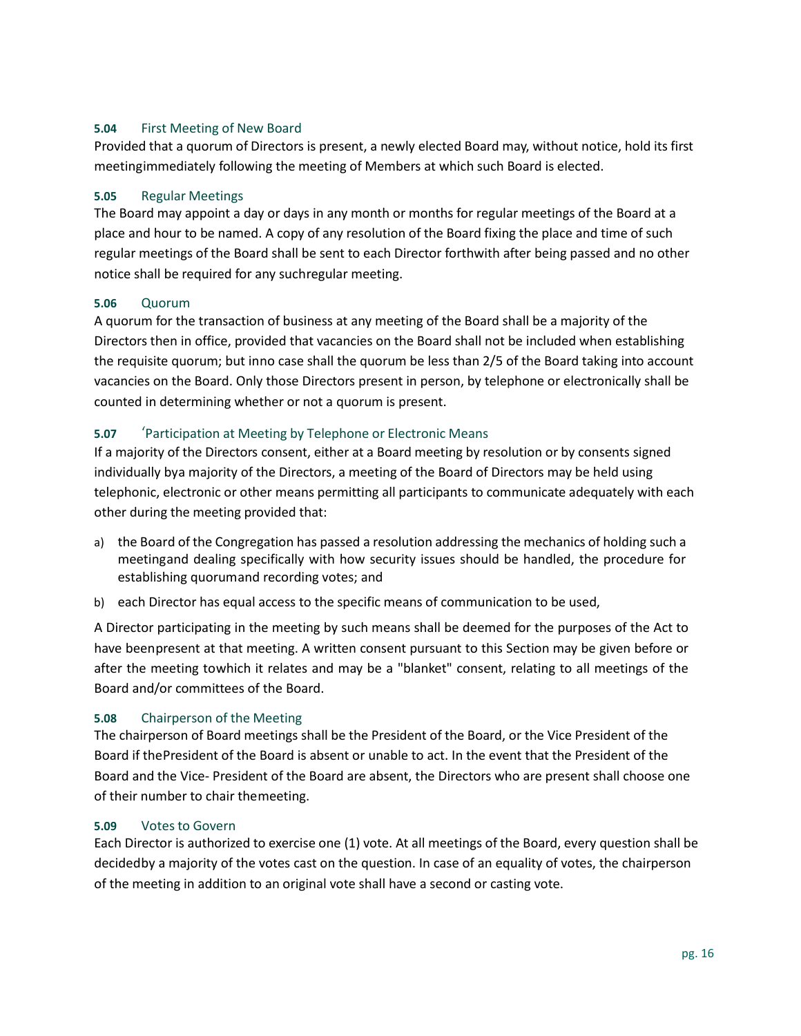### 5.04 First Meeting of New Board

Provided that a quorum of Directors is present, a newly elected Board may, without notice, hold its first meetingimmediately following the meeting of Members at which such Board is elected.

### 5.05 Regular Meetings

The Board may appoint a day or days in any month or months for regular meetings of the Board at a place and hour to be named. A copy of any resolution of the Board fixing the place and time of such regular meetings of the Board shall be sent to each Director forthwith after being passed and no other notice shall be required for any suchregular meeting.

### 5.06 Quorum

A quorum for the transaction of business at any meeting of the Board shall be a majority of the Directors then in office, provided that vacancies on the Board shall not be included when establishing the requisite quorum; but inno case shall the quorum be less than 2/5 of the Board taking into account vacancies on the Board. Only those Directors present in person, by telephone or electronically shall be counted in determining whether or not a quorum is present.

### 5.07 'Participation at Meeting by Telephone or Electronic Means

If a majority of the Directors consent, either at a Board meeting by resolution or by consents signed individually bya majority of the Directors, a meeting of the Board of Directors may be held using telephonic, electronic or other means permitting all participants to communicate adequately with each other during the meeting provided that:

a) the Board of the Congregation has passed a resolution addressing the mechanics of holding such a meetingand dealing specifically with how security issues should be handled, the procedure for establishing quorumand recording votes; and
b) each Director has equal access to the specific means of communication to be used,

A Director participating in the meeting by such means shall be deemed for the purposes of the Act to have beenpresent at that meeting. A written consent pursuant to this Section may be given before or after the meeting towhich it relates and may be a "blanket" consent, relating to all meetings of the Board and/or committees of the Board.

### 5.08 Chairperson of the Meeting

The chairperson of Board meetings shall be the President of the Board, or the Vice President of the Board if thePresident of the Board is absent or unable to act. In the event that the President of the Board and the Vice- President of the Board are absent, the Directors who are present shall choose one of their number to chair themeeting.

### 5.09 Votes to Govern

Each Director is authorized to exercise one (1) vote. At all meetings of the Board, every question shall be decidedby a majority of the votes cast on the question. In case of an equality of votes, the chairperson of the meeting in addition to an original vote shall have a second or casting vote.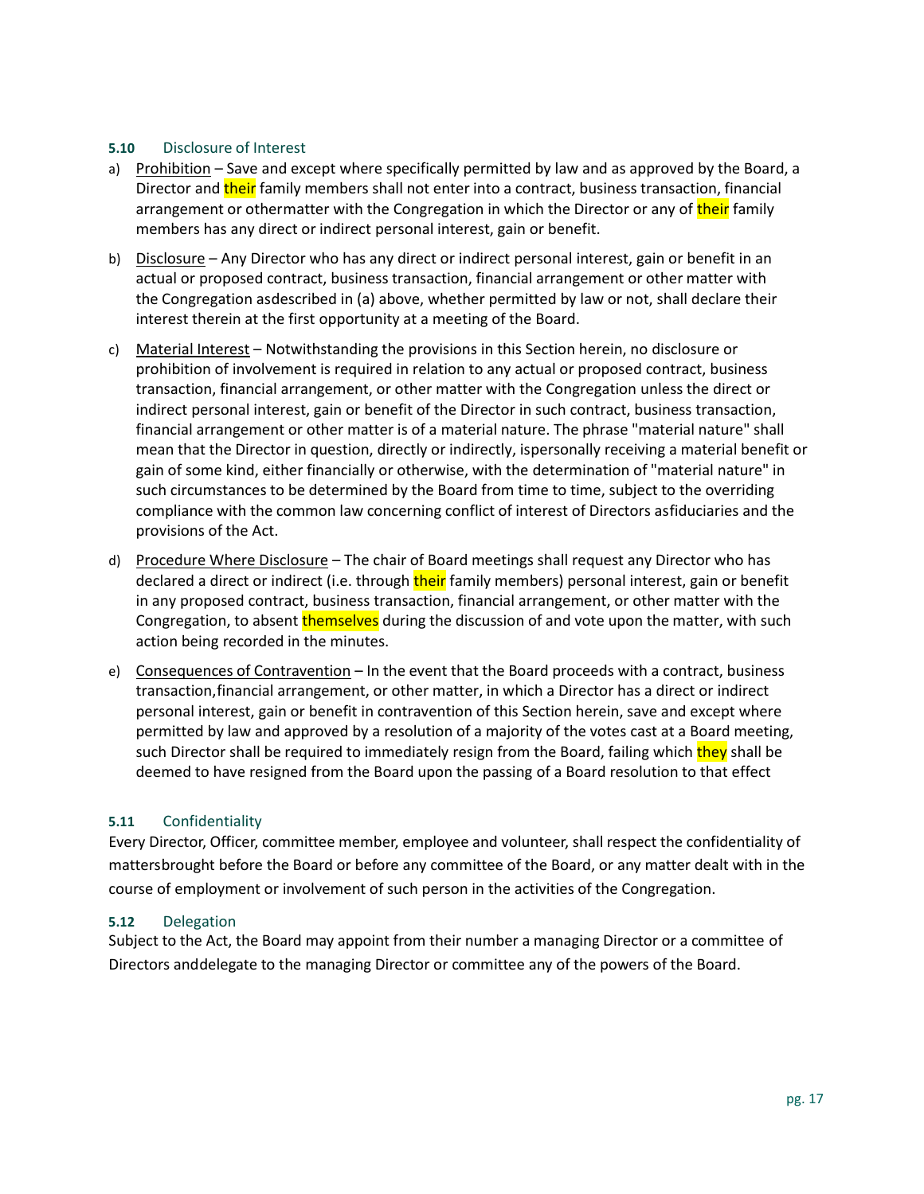### 5.10 Disclosure of Interest

a) Prohibition – Save and except where specifically permitted by law and as approved by the Board, a Director and their family members shall not enter into a contract, business transaction, financial arrangement or othermatter with the Congregation in which the Director or any of their family members has any direct or indirect personal interest, gain or benefit.

b) Disclosure – Any Director who has any direct or indirect personal interest, gain or benefit in an actual or proposed contract, business transaction, financial arrangement or other matter with the Congregation asdescribed in (a) above, whether permitted by law or not, shall declare their interest therein at the first opportunity at a meeting of the Board.

c) Material Interest – Notwithstanding the provisions in this Section herein, no disclosure or prohibition of involvement is required in relation to any actual or proposed contract, business transaction, financial arrangement, or other matter with the Congregation unless the direct or indirect personal interest, gain or benefit of the Director in such contract, business transaction, financial arrangement or other matter is of a material nature. The phrase "material nature" shall mean that the Director in question, directly or indirectly, ispersonally receiving a material benefit or gain of some kind, either financially or otherwise, with the determination of "material nature" in such circumstances to be determined by the Board from time to time, subject to the overriding compliance with the common law concerning conflict of interest of Directors asfiduciaries and the provisions of the Act.

d) Procedure Where Disclosure – The chair of Board meetings shall request any Director who has declared a direct or indirect (i.e. through their family members) personal interest, gain or benefit in any proposed contract, business transaction, financial arrangement, or other matter with the Congregation, to absent themselves during the discussion of and vote upon the matter, with such action being recorded in the minutes.

e) Consequences of Contravention – In the event that the Board proceeds with a contract, business transaction,financial arrangement, or other matter, in which a Director has a direct or indirect personal interest, gain or benefit in contravention of this Section herein, save and except where permitted by law and approved by a resolution of a majority of the votes cast at a Board meeting, such Director shall be required to immediately resign from the Board, failing which they shall be deemed to have resigned from the Board upon the passing of a Board resolution to that effect

### 5.11 Confidentiality

Every Director, Officer, committee member, employee and volunteer, shall respect the confidentiality of mattersbrought before the Board or before any committee of the Board, or any matter dealt with in the course of employment or involvement of such person in the activities of the Congregation.

### 5.12 Delegation

Subject to the Act, the Board may appoint from their number a managing Director or a committee of Directors anddelegate to the managing Director or committee any of the powers of the Board.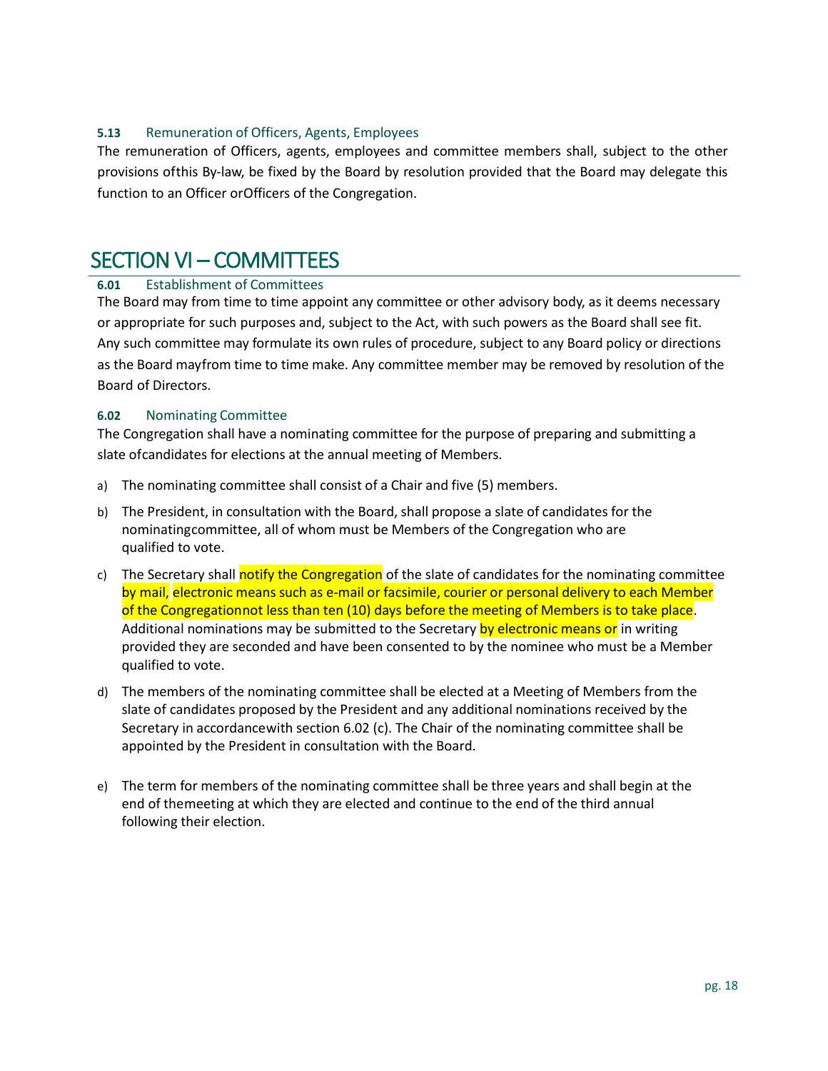### 5.13 Remuneration of Officers, Agents, Employees

The remuneration of Officers, agents, employees and committee members shall, subject to the other provisions ofthis By-law, be fixed by the Board by resolution provided that the Board may delegate this function to an Officer orOfficers of the Congregation.

## SECTION VI – COMMITTEES

### 6.01 Establishment of Committees

The Board may from time to time appoint any committee or other advisory body, as it deems necessary or appropriate for such purposes and, subject to the Act, with such powers as the Board shall see fit. Any such committee may formulate its own rules of procedure, subject to any Board policy or directions as the Board mayfrom time to time make. Any committee member may be removed by resolution of the Board of Directors.

### 6.02 Nominating Committee

The Congregation shall have a nominating committee for the purpose of preparing and submitting a slate ofcandidates for elections at the annual meeting of Members.

a) The nominating committee shall consist of a Chair and five (5) members.

b) The President, in consultation with the Board, shall propose a slate of candidates for the nominatingcommittee, all of whom must be Members of the Congregation who are qualified to vote.

c) The Secretary shall notify the Congregation of the slate of candidates for the nominating committee by mail, electronic means such as e-mail or facsimile, courier or personal delivery to each Member of the Congregationnot less than ten (10) days before the meeting of Members is to take place. Additional nominations may be submitted to the Secretary by electronic means or in writing provided they are seconded and have been consented to by the nominee who must be a Member qualified to vote.

d) The members of the nominating committee shall be elected at a Meeting of Members from the slate of candidates proposed by the President and any additional nominations received by the Secretary in accordancewith section 6.02 (c). The Chair of the nominating committee shall be appointed by the President in consultation with the Board.

e) The term for members of the nominating committee shall be three years and shall begin at the end of themeeting at which they are elected and continue to the end of the third annual following their election.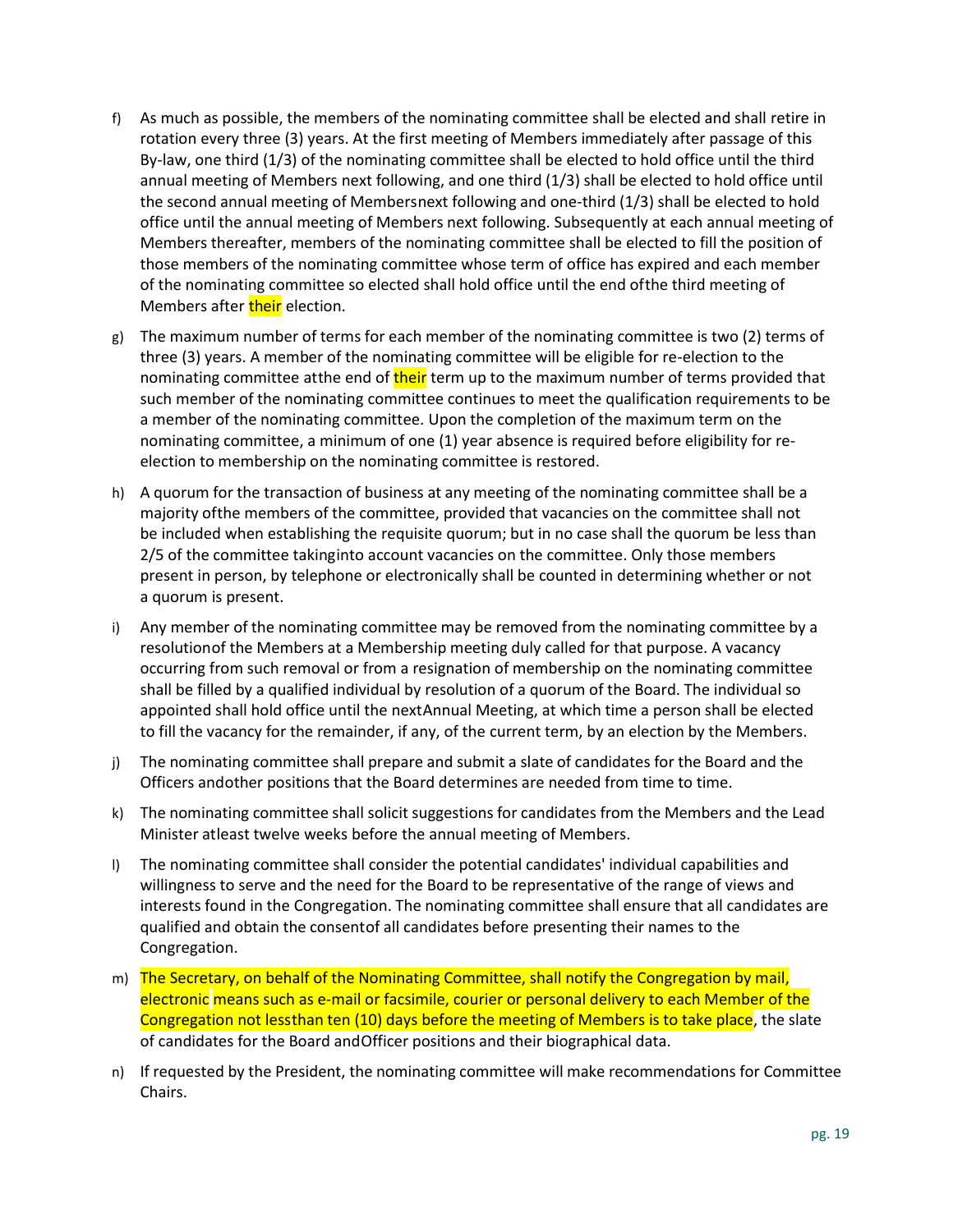f) As much as possible, the members of the nominating committee shall be elected and shall retire in rotation every three (3) years. At the first meeting of Members immediately after passage of this By-law, one third (1/3) of the nominating committee shall be elected to hold office until the third annual meeting of Members next following, and one third (1/3) shall be elected to hold office until the second annual meeting of Membersnext following and one-third (1/3) shall be elected to hold office until the annual meeting of Members next following. Subsequently at each annual meeting of Members thereafter, members of the nominating committee shall be elected to fill the position of those members of the nominating committee whose term of office has expired and each member of the nominating committee so elected shall hold office until the end ofthe third meeting of Members after their election.

g) The maximum number of terms for each member of the nominating committee is two (2) terms of three (3) years. A member of the nominating committee will be eligible for re-election to the nominating committee atthe end of their term up to the maximum number of terms provided that such member of the nominating committee continues to meet the qualification requirements to be a member of the nominating committee. Upon the completion of the maximum term on the nominating committee, a minimum of one (1) year absence is required before eligibility for re-election to membership on the nominating committee is restored.

h) A quorum for the transaction of business at any meeting of the nominating committee shall be a majority ofthe members of the committee, provided that vacancies on the committee shall not be included when establishing the requisite quorum; but in no case shall the quorum be less than 2/5 of the committee takinginto account vacancies on the committee. Only those members present in person, by telephone or electronically shall be counted in determining whether or not a quorum is present.

i) Any member of the nominating committee may be removed from the nominating committee by a resolutionof the Members at a Membership meeting duly called for that purpose. A vacancy occurring from such removal or from a resignation of membership on the nominating committee shall be filled by a qualified individual by resolution of a quorum of the Board. The individual so appointed shall hold office until the nextAnnual Meeting, at which time a person shall be elected to fill the vacancy for the remainder, if any, of the current term, by an election by the Members.

j) The nominating committee shall prepare and submit a slate of candidates for the Board and the Officers andother positions that the Board determines are needed from time to time.

k) The nominating committee shall solicit suggestions for candidates from the Members and the Lead Minister atleast twelve weeks before the annual meeting of Members.

l) The nominating committee shall consider the potential candidates' individual capabilities and willingness to serve and the need for the Board to be representative of the range of views and interests found in the Congregation. The nominating committee shall ensure that all candidates are qualified and obtain the consentof all candidates before presenting their names to the Congregation.

m) The Secretary, on behalf of the Nominating Committee, shall notify the Congregation by mail, electronic means such as e-mail or facsimile, courier or personal delivery to each Member of the Congregation not lessthan ten (10) days before the meeting of Members is to take place, the slate of candidates for the Board andOfficer positions and their biographical data.

n) If requested by the President, the nominating committee will make recommendations for Committee Chairs.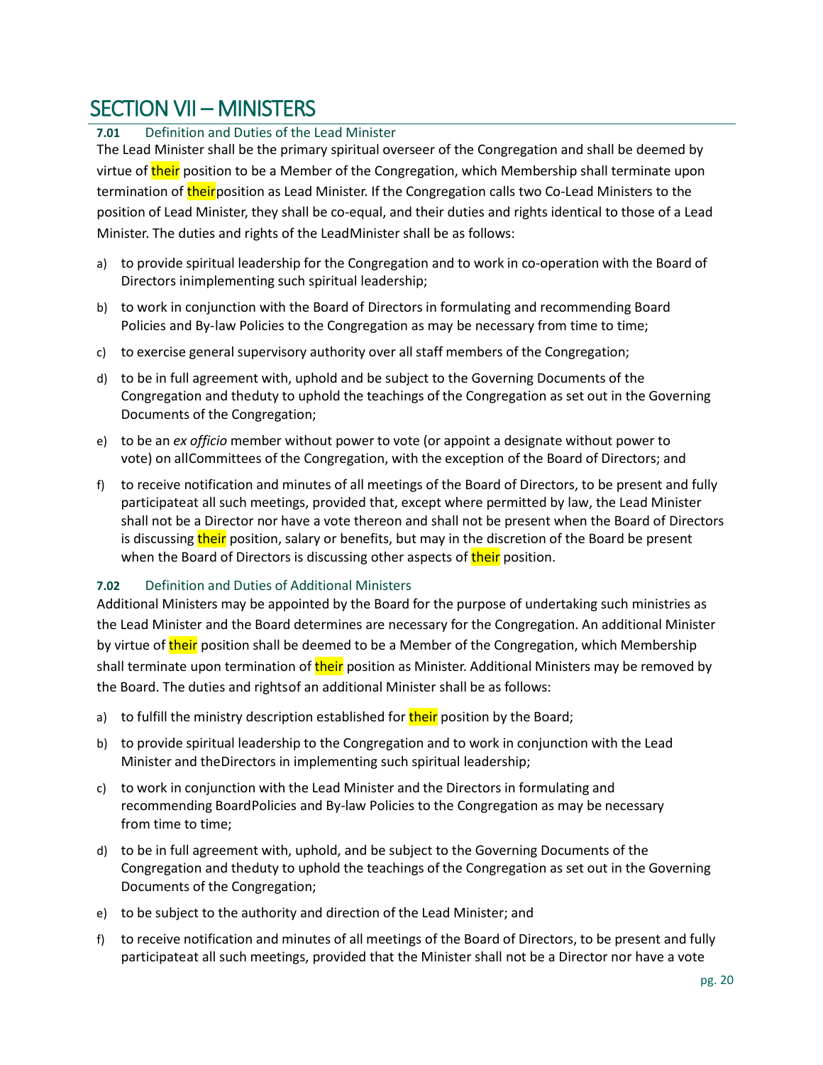# SECTION VII – MINISTERS

### 7.01 Definition and Duties of the Lead Minister

The Lead Minister shall be the primary spiritual overseer of the Congregation and shall be deemed by virtue of their position to be a Member of the Congregation, which Membership shall terminate upon termination of theirposition as Lead Minister. If the Congregation calls two Co-Lead Ministers to the position of Lead Minister, they shall be co-equal, and their duties and rights identical to those of a Lead Minister. The duties and rights of the LeadMinister shall be as follows:

a) to provide spiritual leadership for the Congregation and to work in co-operation with the Board of Directors inimplementing such spiritual leadership;

b) to work in conjunction with the Board of Directors in formulating and recommending Board Policies and By-law Policies to the Congregation as may be necessary from time to time;

c) to exercise general supervisory authority over all staff members of the Congregation;

d) to be in full agreement with, uphold and be subject to the Governing Documents of the Congregation and theduty to uphold the teachings of the Congregation as set out in the Governing Documents of the Congregation;

e) to be an *ex officio* member without power to vote (or appoint a designate without power to vote) on allCommittees of the Congregation, with the exception of the Board of Directors; and

f) to receive notification and minutes of all meetings of the Board of Directors, to be present and fully participateat all such meetings, provided that, except where permitted by law, the Lead Minister shall not be a Director nor have a vote thereon and shall not be present when the Board of Directors is discussing their position, salary or benefits, but may in the discretion of the Board be present when the Board of Directors is discussing other aspects of their position.

### 7.02 Definition and Duties of Additional Ministers

Additional Ministers may be appointed by the Board for the purpose of undertaking such ministries as the Lead Minister and the Board determines are necessary for the Congregation. An additional Minister by virtue of their position shall be deemed to be a Member of the Congregation, which Membership shall terminate upon termination of their position as Minister. Additional Ministers may be removed by the Board. The duties and rightsof an additional Minister shall be as follows:

a) to fulfill the ministry description established for their position by the Board;

b) to provide spiritual leadership to the Congregation and to work in conjunction with the Lead Minister and theDirectors in implementing such spiritual leadership;

c) to work in conjunction with the Lead Minister and the Directors in formulating and recommending BoardPolicies and By-law Policies to the Congregation as may be necessary from time to time;

d) to be in full agreement with, uphold, and be subject to the Governing Documents of the Congregation and theduty to uphold the teachings of the Congregation as set out in the Governing Documents of the Congregation;

e) to be subject to the authority and direction of the Lead Minister; and

f) to receive notification and minutes of all meetings of the Board of Directors, to be present and fully participateat all such meetings, provided that the Minister shall not be a Director nor have a vote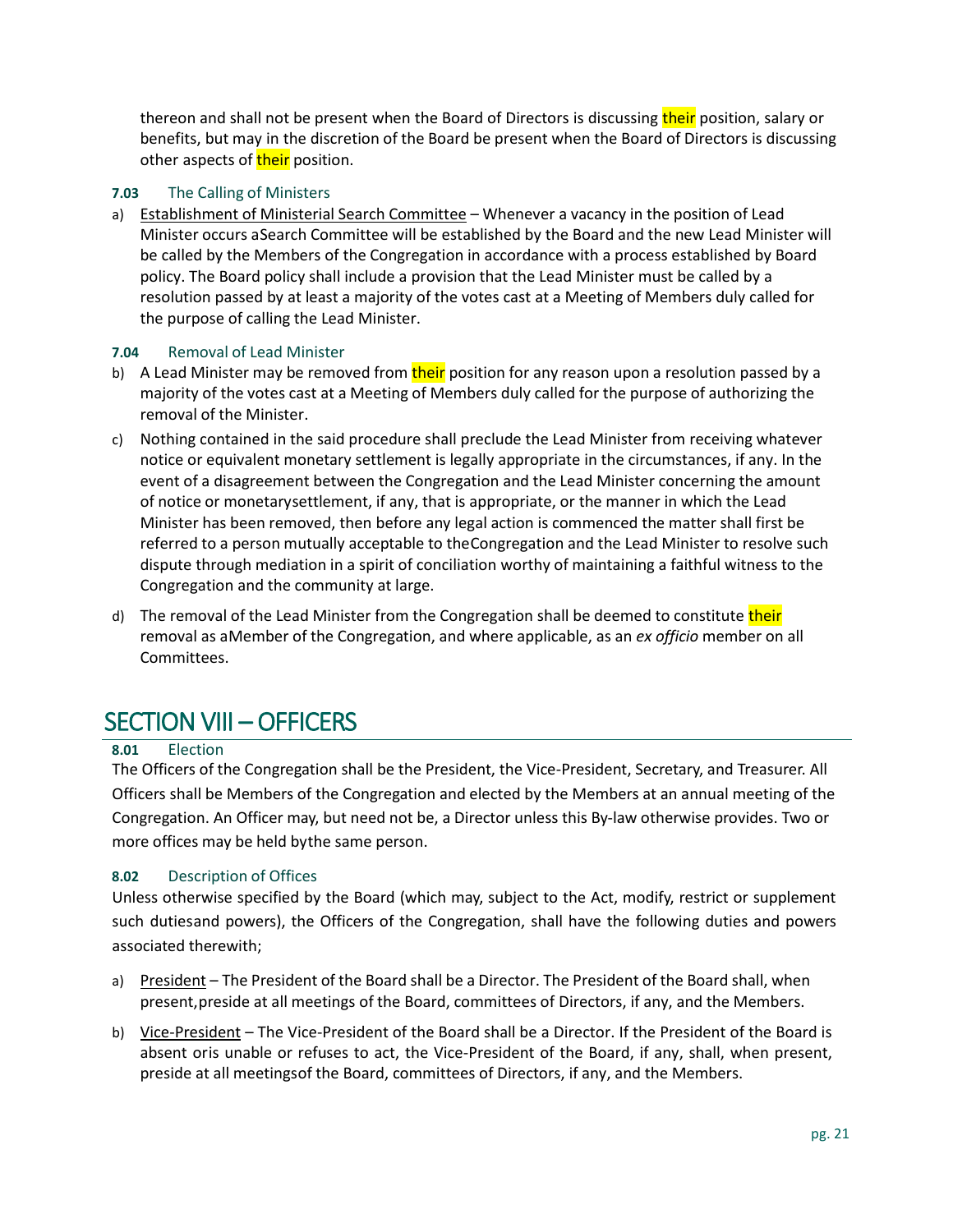thereon and shall not be present when the Board of Directors is discussing their position, salary or benefits, but may in the discretion of the Board be present when the Board of Directors is discussing other aspects of their position.

#### 7.03 The Calling of Ministers

a) Establishment of Ministerial Search Committee – Whenever a vacancy in the position of Lead Minister occurs aSearch Committee will be established by the Board and the new Lead Minister will be called by the Members of the Congregation in accordance with a process established by Board policy. The Board policy shall include a provision that the Lead Minister must be called by a resolution passed by at least a majority of the votes cast at a Meeting of Members duly called for the purpose of calling the Lead Minister.

#### 7.04 Removal of Lead Minister

b) A Lead Minister may be removed from their position for any reason upon a resolution passed by a majority of the votes cast at a Meeting of Members duly called for the purpose of authorizing the removal of the Minister.

c) Nothing contained in the said procedure shall preclude the Lead Minister from receiving whatever notice or equivalent monetary settlement is legally appropriate in the circumstances, if any. In the event of a disagreement between the Congregation and the Lead Minister concerning the amount of notice or monetarysettlement, if any, that is appropriate, or the manner in which the Lead Minister has been removed, then before any legal action is commenced the matter shall first be referred to a person mutually acceptable to theCongregation and the Lead Minister to resolve such dispute through mediation in a spirit of conciliation worthy of maintaining a faithful witness to the Congregation and the community at large.

d) The removal of the Lead Minister from the Congregation shall be deemed to constitute their removal as aMember of the Congregation, and where applicable, as an *ex officio* member on all Committees.

## SECTION VIII – OFFICERS

#### 8.01 Election

The Officers of the Congregation shall be the President, the Vice-President, Secretary, and Treasurer. All Officers shall be Members of the Congregation and elected by the Members at an annual meeting of the Congregation. An Officer may, but need not be, a Director unless this By-law otherwise provides. Two or more offices may be held bythe same person.

#### 8.02 Description of Offices

Unless otherwise specified by the Board (which may, subject to the Act, modify, restrict or supplement such dutiesand powers), the Officers of the Congregation, shall have the following duties and powers associated therewith;

a) President – The President of the Board shall be a Director. The President of the Board shall, when present,preside at all meetings of the Board, committees of Directors, if any, and the Members.

b) Vice-President – The Vice-President of the Board shall be a Director. If the President of the Board is absent oris unable or refuses to act, the Vice-President of the Board, if any, shall, when present, preside at all meetingsof the Board, committees of Directors, if any, and the Members.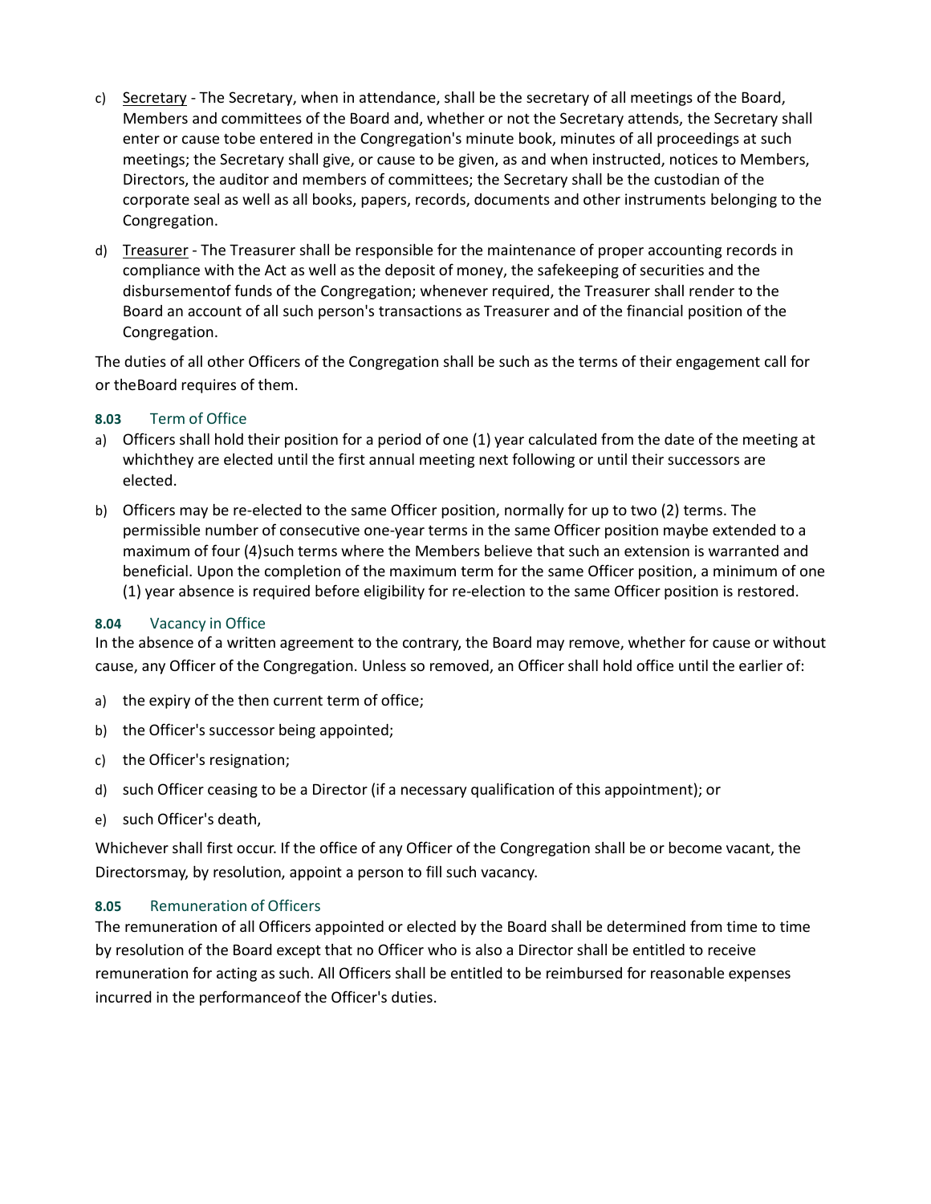c) Secretary - The Secretary, when in attendance, shall be the secretary of all meetings of the Board, Members and committees of the Board and, whether or not the Secretary attends, the Secretary shall enter or cause tobe entered in the Congregation's minute book, minutes of all proceedings at such meetings; the Secretary shall give, or cause to be given, as and when instructed, notices to Members, Directors, the auditor and members of committees; the Secretary shall be the custodian of the corporate seal as well as all books, papers, records, documents and other instruments belonging to the Congregation.

d) Treasurer - The Treasurer shall be responsible for the maintenance of proper accounting records in compliance with the Act as well as the deposit of money, the safekeeping of securities and the disbursementof funds of the Congregation; whenever required, the Treasurer shall render to the Board an account of all such person's transactions as Treasurer and of the financial position of the Congregation.

The duties of all other Officers of the Congregation shall be such as the terms of their engagement call for or theBoard requires of them.

### 8.03 Term of Office

a) Officers shall hold their position for a period of one (1) year calculated from the date of the meeting at whichthey are elected until the first annual meeting next following or until their successors are elected.

b) Officers may be re-elected to the same Officer position, normally for up to two (2) terms. The permissible number of consecutive one-year terms in the same Officer position maybe extended to a maximum of four (4)such terms where the Members believe that such an extension is warranted and beneficial. Upon the completion of the maximum term for the same Officer position, a minimum of one (1) year absence is required before eligibility for re-election to the same Officer position is restored.

### 8.04 Vacancy in Office

In the absence of a written agreement to the contrary, the Board may remove, whether for cause or without cause, any Officer of the Congregation. Unless so removed, an Officer shall hold office until the earlier of:

a) the expiry of the then current term of office;

b) the Officer's successor being appointed;

c) the Officer's resignation;

d) such Officer ceasing to be a Director (if a necessary qualification of this appointment); or

e) such Officer's death,

Whichever shall first occur. If the office of any Officer of the Congregation shall be or become vacant, the Directorsmay, by resolution, appoint a person to fill such vacancy.

### 8.05 Remuneration of Officers

The remuneration of all Officers appointed or elected by the Board shall be determined from time to time by resolution of the Board except that no Officer who is also a Director shall be entitled to receive remuneration for acting as such. All Officers shall be entitled to be reimbursed for reasonable expenses incurred in the performanceof the Officer's duties.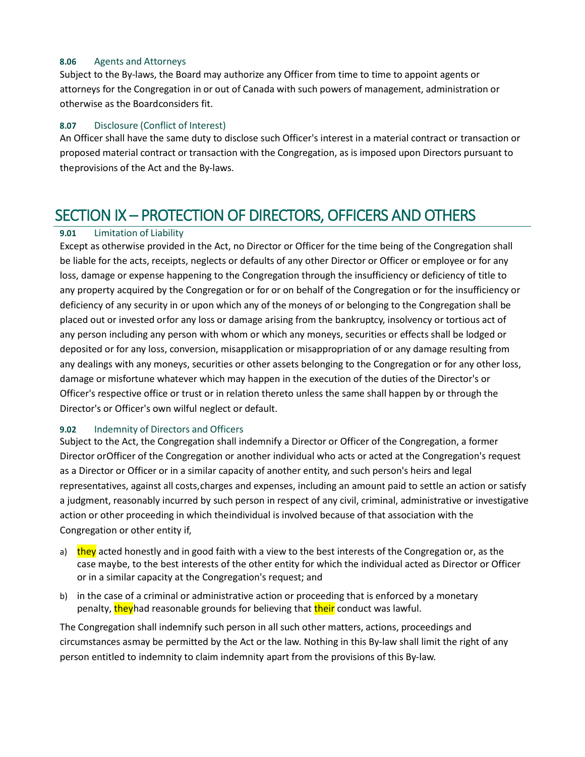### 8.06 Agents and Attorneys

Subject to the By-laws, the Board may authorize any Officer from time to time to appoint agents or attorneys for the Congregation in or out of Canada with such powers of management, administration or otherwise as the Boardconsiders fit.

### 8.07 Disclosure (Conflict of Interest)

An Officer shall have the same duty to disclose such Officer's interest in a material contract or transaction or proposed material contract or transaction with the Congregation, as is imposed upon Directors pursuant to theprovisions of the Act and the By-laws.

## SECTION IX – PROTECTION OF DIRECTORS, OFFICERS AND OTHERS

### 9.01 Limitation of Liability

Except as otherwise provided in the Act, no Director or Officer for the time being of the Congregation shall be liable for the acts, receipts, neglects or defaults of any other Director or Officer or employee or for any loss, damage or expense happening to the Congregation through the insufficiency or deficiency of title to any property acquired by the Congregation or for or on behalf of the Congregation or for the insufficiency or deficiency of any security in or upon which any of the moneys of or belonging to the Congregation shall be placed out or invested orfor any loss or damage arising from the bankruptcy, insolvency or tortious act of any person including any person with whom or which any moneys, securities or effects shall be lodged or deposited or for any loss, conversion, misapplication or misappropriation of or any damage resulting from any dealings with any moneys, securities or other assets belonging to the Congregation or for any other loss, damage or misfortune whatever which may happen in the execution of the duties of the Director's or Officer's respective office or trust or in relation thereto unless the same shall happen by or through the Director's or Officer's own wilful neglect or default.

### 9.02 Indemnity of Directors and Officers

Subject to the Act, the Congregation shall indemnify a Director or Officer of the Congregation, a former Director orOfficer of the Congregation or another individual who acts or acted at the Congregation's request as a Director or Officer or in a similar capacity of another entity, and such person's heirs and legal representatives, against all costs,charges and expenses, including an amount paid to settle an action or satisfy a judgment, reasonably incurred by such person in respect of any civil, criminal, administrative or investigative action or other proceeding in which theindividual is involved because of that association with the Congregation or other entity if,

a) they acted honestly and in good faith with a view to the best interests of the Congregation or, as the case maybe, to the best interests of the other entity for which the individual acted as Director or Officer or in a similar capacity at the Congregation's request; and
b) in the case of a criminal or administrative action or proceeding that is enforced by a monetary penalty, theyhad reasonable grounds for believing that their conduct was lawful.

The Congregation shall indemnify such person in all such other matters, actions, proceedings and circumstances asmay be permitted by the Act or the law. Nothing in this By-law shall limit the right of any person entitled to indemnity to claim indemnity apart from the provisions of this By-law.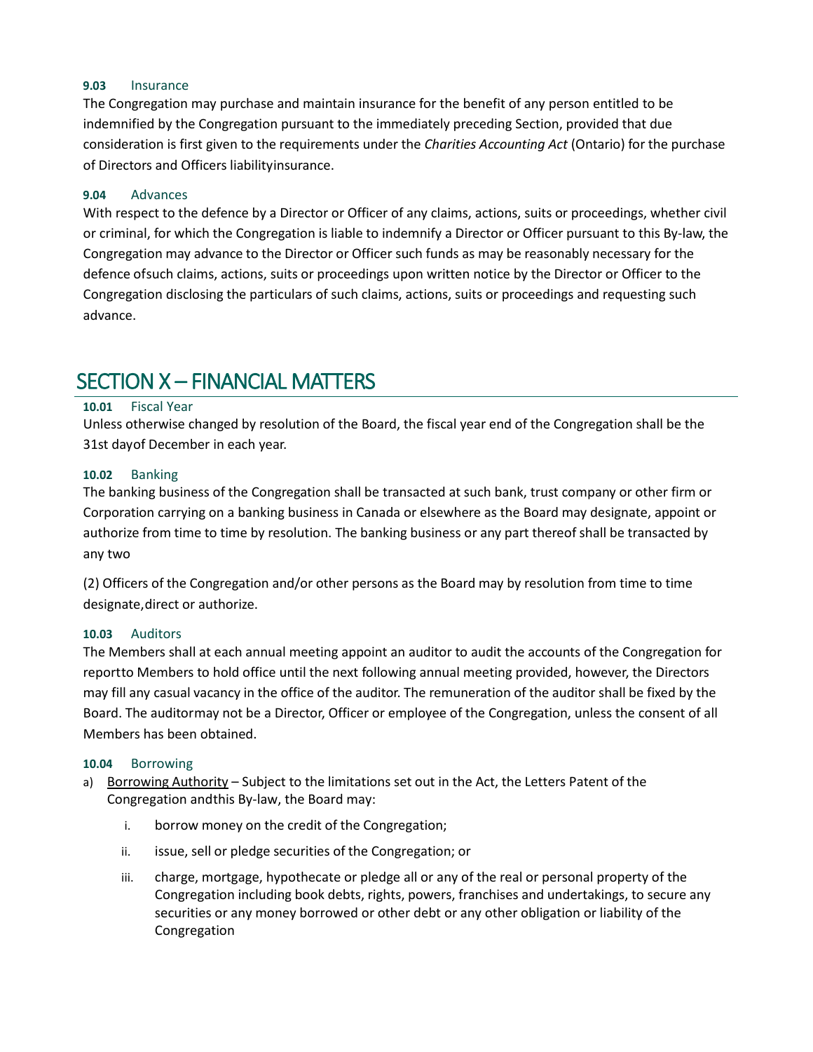#### 9.03 Insurance

The Congregation may purchase and maintain insurance for the benefit of any person entitled to be indemnified by the Congregation pursuant to the immediately preceding Section, provided that due consideration is first given to the requirements under the *Charities Accounting Act* (Ontario) for the purchase of Directors and Officers liabilityinsurance.

#### 9.04 Advances

With respect to the defence by a Director or Officer of any claims, actions, suits or proceedings, whether civil or criminal, for which the Congregation is liable to indemnify a Director or Officer pursuant to this By-law, the Congregation may advance to the Director or Officer such funds as may be reasonably necessary for the defence ofsuch claims, actions, suits or proceedings upon written notice by the Director or Officer to the Congregation disclosing the particulars of such claims, actions, suits or proceedings and requesting such advance.

## SECTION X – FINANCIAL MATTERS

#### 10.01 Fiscal Year

Unless otherwise changed by resolution of the Board, the fiscal year end of the Congregation shall be the 31st dayof December in each year.

#### 10.02 Banking

The banking business of the Congregation shall be transacted at such bank, trust company or other firm or Corporation carrying on a banking business in Canada or elsewhere as the Board may designate, appoint or authorize from time to time by resolution. The banking business or any part thereof shall be transacted by any two

(2) Officers of the Congregation and/or other persons as the Board may by resolution from time to time designate,direct or authorize.

#### 10.03 Auditors

The Members shall at each annual meeting appoint an auditor to audit the accounts of the Congregation for reportto Members to hold office until the next following annual meeting provided, however, the Directors may fill any casual vacancy in the office of the auditor. The remuneration of the auditor shall be fixed by the Board. The auditormay not be a Director, Officer or employee of the Congregation, unless the consent of all Members has been obtained.

#### 10.04 Borrowing

a) Borrowing Authority – Subject to the limitations set out in the Act, the Letters Patent of the Congregation andthis By-law, the Board may:

   i. borrow money on the credit of the Congregation;

   ii. issue, sell or pledge securities of the Congregation; or

   iii. charge, mortgage, hypothecate or pledge all or any of the real or personal property of the Congregation including book debts, rights, powers, franchises and undertakings, to secure any securities or any money borrowed or other debt or any other obligation or liability of the Congregation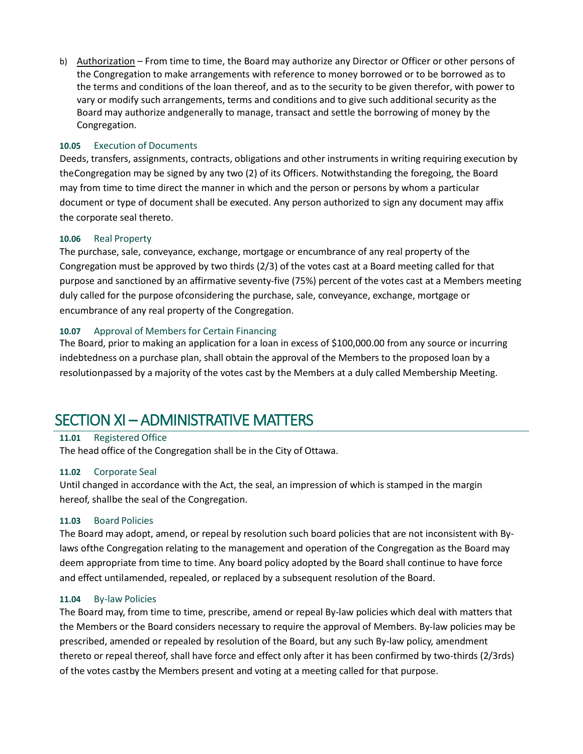b) <u>Authorization</u> – From time to time, the Board may authorize any Director or Officer or other persons of the Congregation to make arrangements with reference to money borrowed or to be borrowed as to the terms and conditions of the loan thereof, and as to the security to be given therefor, with power to vary or modify such arrangements, terms and conditions and to give such additional security as the Board may authorize andgenerally to manage, transact and settle the borrowing of money by the Congregation.

#### 10.05 Execution of Documents

Deeds, transfers, assignments, contracts, obligations and other instruments in writing requiring execution by theCongregation may be signed by any two (2) of its Officers. Notwithstanding the foregoing, the Board may from time to time direct the manner in which and the person or persons by whom a particular document or type of document shall be executed. Any person authorized to sign any document may affix the corporate seal thereto.

#### 10.06 Real Property

The purchase, sale, conveyance, exchange, mortgage or encumbrance of any real property of the Congregation must be approved by two thirds (2/3) of the votes cast at a Board meeting called for that purpose and sanctioned by an affirmative seventy-five (75%) percent of the votes cast at a Members meeting duly called for the purpose ofconsidering the purchase, sale, conveyance, exchange, mortgage or encumbrance of any real property of the Congregation.

#### 10.07 Approval of Members for Certain Financing

The Board, prior to making an application for a loan in excess of $100,000.00 from any source or incurring indebtedness on a purchase plan, shall obtain the approval of the Members to the proposed loan by a resolutionpassed by a majority of the votes cast by the Members at a duly called Membership Meeting.

## SECTION XI – ADMINISTRATIVE MATTERS

#### 11.01 Registered Office

The head office of the Congregation shall be in the City of Ottawa.

#### 11.02 Corporate Seal

Until changed in accordance with the Act, the seal, an impression of which is stamped in the margin hereof, shallbe the seal of the Congregation.

#### 11.03 Board Policies

The Board may adopt, amend, or repeal by resolution such board policies that are not inconsistent with By-laws ofthe Congregation relating to the management and operation of the Congregation as the Board may deem appropriate from time to time. Any board policy adopted by the Board shall continue to have force and effect untilamended, repealed, or replaced by a subsequent resolution of the Board.

#### 11.04 By-law Policies

The Board may, from time to time, prescribe, amend or repeal By-law policies which deal with matters that the Members or the Board considers necessary to require the approval of Members. By-law policies may be prescribed, amended or repealed by resolution of the Board, but any such By-law policy, amendment thereto or repeal thereof, shall have force and effect only after it has been confirmed by two-thirds (2/3rds) of the votes castby the Members present and voting at a meeting called for that purpose.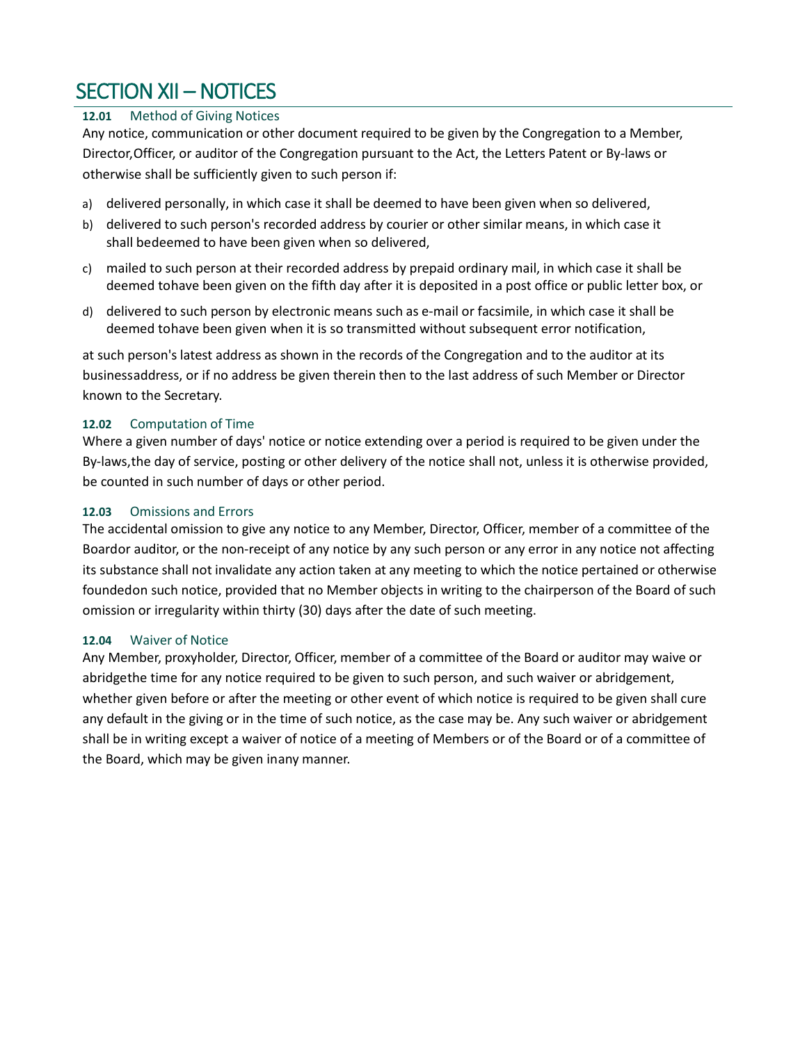# SECTION XII – NOTICES

### 12.01 Method of Giving Notices

Any notice, communication or other document required to be given by the Congregation to a Member, Director,Officer, or auditor of the Congregation pursuant to the Act, the Letters Patent or By-laws or otherwise shall be sufficiently given to such person if:

a) delivered personally, in which case it shall be deemed to have been given when so delivered,
b) delivered to such person's recorded address by courier or other similar means, in which case it shall bedeemed to have been given when so delivered,
c) mailed to such person at their recorded address by prepaid ordinary mail, in which case it shall be deemed tohave been given on the fifth day after it is deposited in a post office or public letter box, or
d) delivered to such person by electronic means such as e-mail or facsimile, in which case it shall be deemed tohave been given when it is so transmitted without subsequent error notification,

at such person's latest address as shown in the records of the Congregation and to the auditor at its businessaddress, or if no address be given therein then to the last address of such Member or Director known to the Secretary.

### 12.02 Computation of Time

Where a given number of days' notice or notice extending over a period is required to be given under the By-laws,the day of service, posting or other delivery of the notice shall not, unless it is otherwise provided, be counted in such number of days or other period.

### 12.03 Omissions and Errors

The accidental omission to give any notice to any Member, Director, Officer, member of a committee of the Boardor auditor, or the non-receipt of any notice by any such person or any error in any notice not affecting its substance shall not invalidate any action taken at any meeting to which the notice pertained or otherwise foundedon such notice, provided that no Member objects in writing to the chairperson of the Board of such omission or irregularity within thirty (30) days after the date of such meeting.

### 12.04 Waiver of Notice

Any Member, proxyholder, Director, Officer, member of a committee of the Board or auditor may waive or abridgethe time for any notice required to be given to such person, and such waiver or abridgement, whether given before or after the meeting or other event of which notice is required to be given shall cure any default in the giving or in the time of such notice, as the case may be. Any such waiver or abridgement shall be in writing except a waiver of notice of a meeting of Members or of the Board or of a committee of the Board, which may be given inany manner.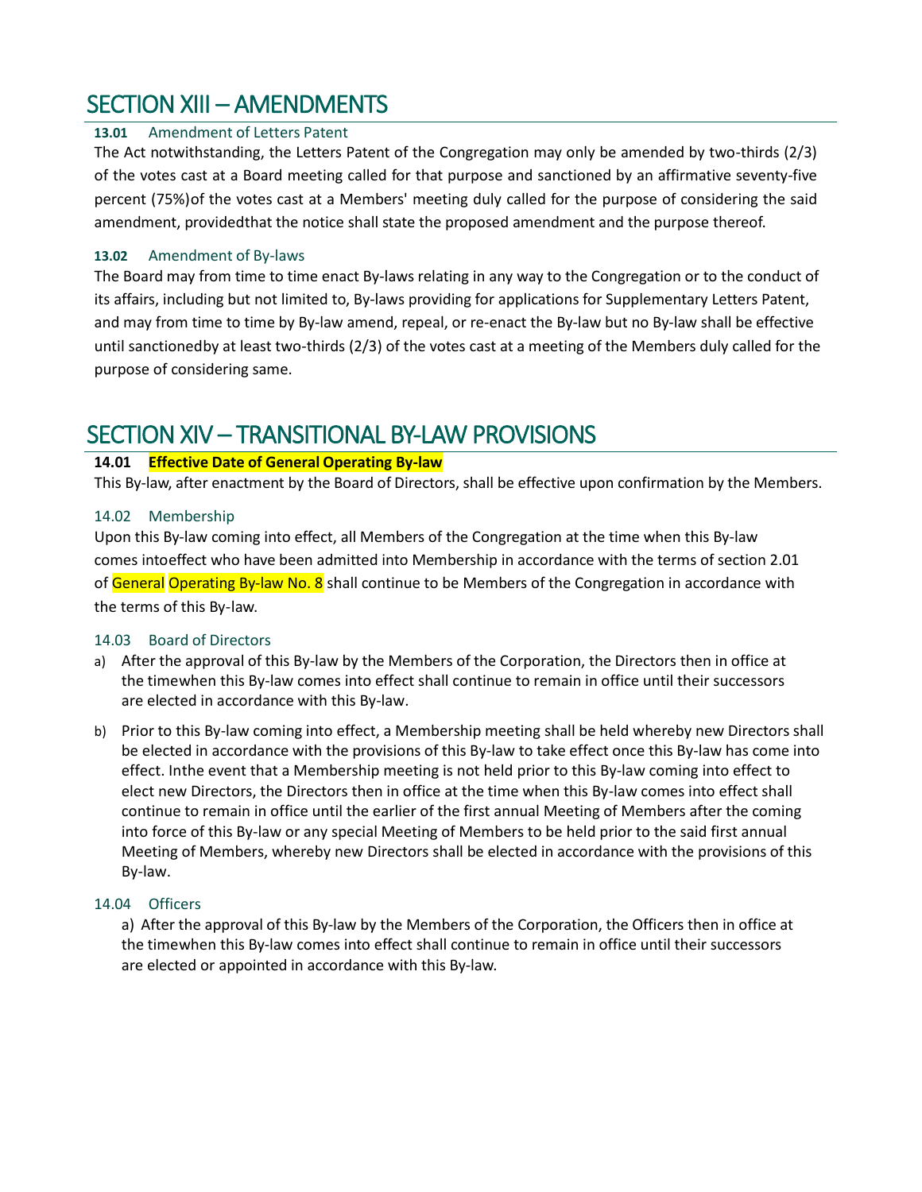# SECTION XIII – AMENDMENTS

**13.01** Amendment of Letters Patent

The Act notwithstanding, the Letters Patent of the Congregation may only be amended by two-thirds (2/3) of the votes cast at a Board meeting called for that purpose and sanctioned by an affirmative seventy-five percent (75%)of the votes cast at a Members' meeting duly called for the purpose of considering the said amendment, providedthat the notice shall state the proposed amendment and the purpose thereof.

**13.02** Amendment of By-laws

The Board may from time to time enact By-laws relating in any way to the Congregation or to the conduct of its affairs, including but not limited to, By-laws providing for applications for Supplementary Letters Patent, and may from time to time by By-law amend, repeal, or re-enact the By-law but no By-law shall be effective until sanctionedby at least two-thirds (2/3) of the votes cast at a meeting of the Members duly called for the purpose of considering same.

# SECTION XIV – TRANSITIONAL BY-LAW PROVISIONS

**14.01 Effective Date of General Operating By-law**

This By-law, after enactment by the Board of Directors, shall be effective upon confirmation by the Members.

14.02 Membership

Upon this By-law coming into effect, all Members of the Congregation at the time when this By-law comes intoeffect who have been admitted into Membership in accordance with the terms of section 2.01 of General Operating By-law No. 8 shall continue to be Members of the Congregation in accordance with the terms of this By-law.

14.03 Board of Directors

a) After the approval of this By-law by the Members of the Corporation, the Directors then in office at the timewhen this By-law comes into effect shall continue to remain in office until their successors are elected in accordance with this By-law.

b) Prior to this By-law coming into effect, a Membership meeting shall be held whereby new Directors shall be elected in accordance with the provisions of this By-law to take effect once this By-law has come into effect. Inthe event that a Membership meeting is not held prior to this By-law coming into effect to elect new Directors, the Directors then in office at the time when this By-law comes into effect shall continue to remain in office until the earlier of the first annual Meeting of Members after the coming into force of this By-law or any special Meeting of Members to be held prior to the said first annual Meeting of Members, whereby new Directors shall be elected in accordance with the provisions of this By-law.

14.04 Officers

a) After the approval of this By-law by the Members of the Corporation, the Officers then in office at the timewhen this By-law comes into effect shall continue to remain in office until their successors are elected or appointed in accordance with this By-law.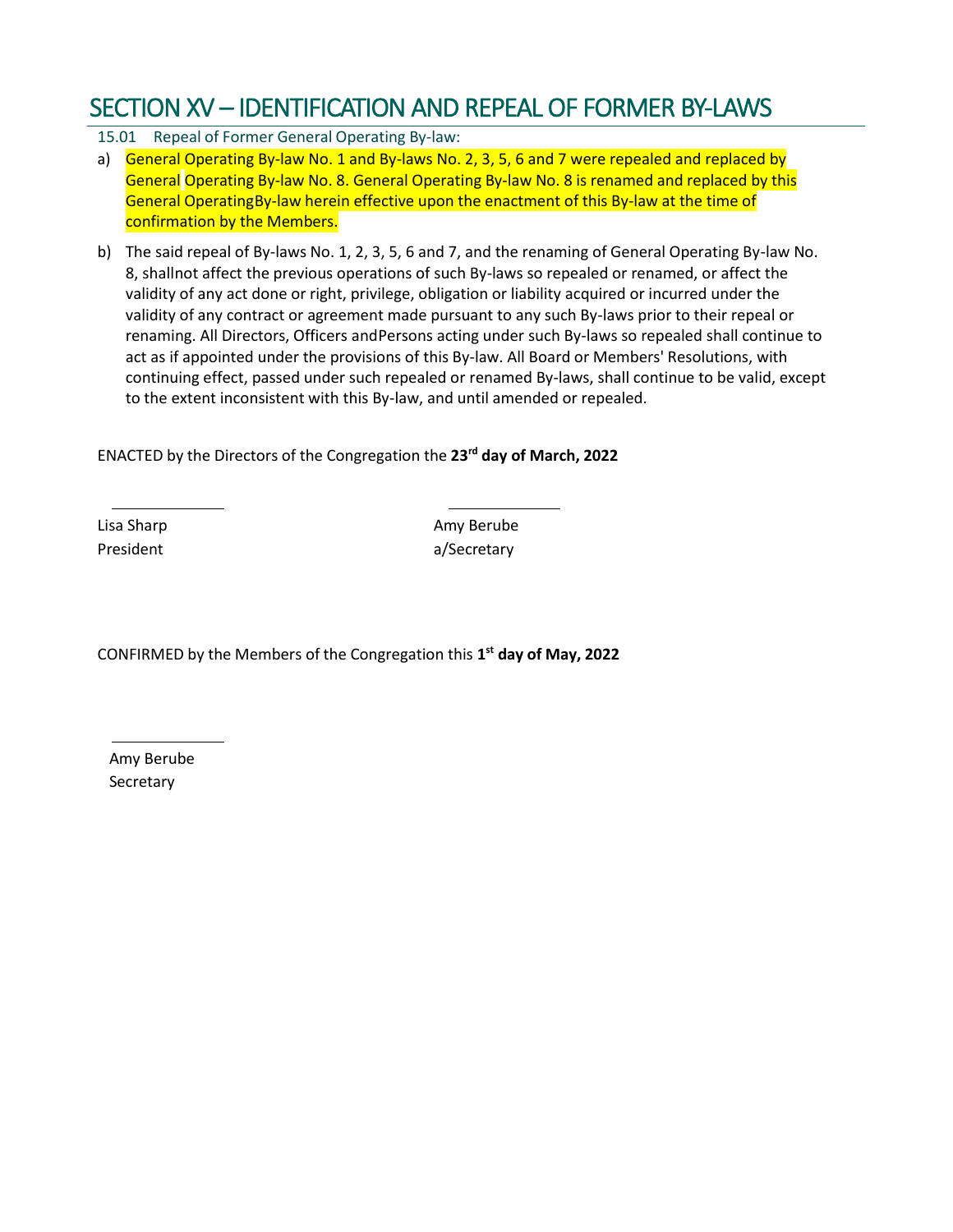# SECTION XV – IDENTIFICATION AND REPEAL OF FORMER BY-LAWS

### 15.01 Repeal of Former General Operating By-law:

a) General Operating By-law No. 1 and By-laws No. 2, 3, 5, 6 and 7 were repealed and replaced by General Operating By-law No. 8. General Operating By-law No. 8 is renamed and replaced by this General OperatingBy-law herein effective upon the enactment of this By-law at the time of confirmation by the Members.

b) The said repeal of By-laws No. 1, 2, 3, 5, 6 and 7, and the renaming of General Operating By-law No. 8, shallnot affect the previous operations of such By-laws so repealed or renamed, or affect the validity of any act done or right, privilege, obligation or liability acquired or incurred under the validity of any contract or agreement made pursuant to any such By-laws prior to their repeal or renaming. All Directors, Officers andPersons acting under such By-laws so repealed shall continue to act as if appointed under the provisions of this By-law. All Board or Members' Resolutions, with continuing effect, passed under such repealed or renamed By-laws, shall continue to be valid, except to the extent inconsistent with this By-law, and until amended or repealed.

ENACTED by the Directors of the Congregation the **23rd day of March, 2022**

Lisa Sharp
President

Amy Berube
a/Secretary

CONFIRMED by the Members of the Congregation this **1st day of May, 2022**

Amy Berube
Secretary